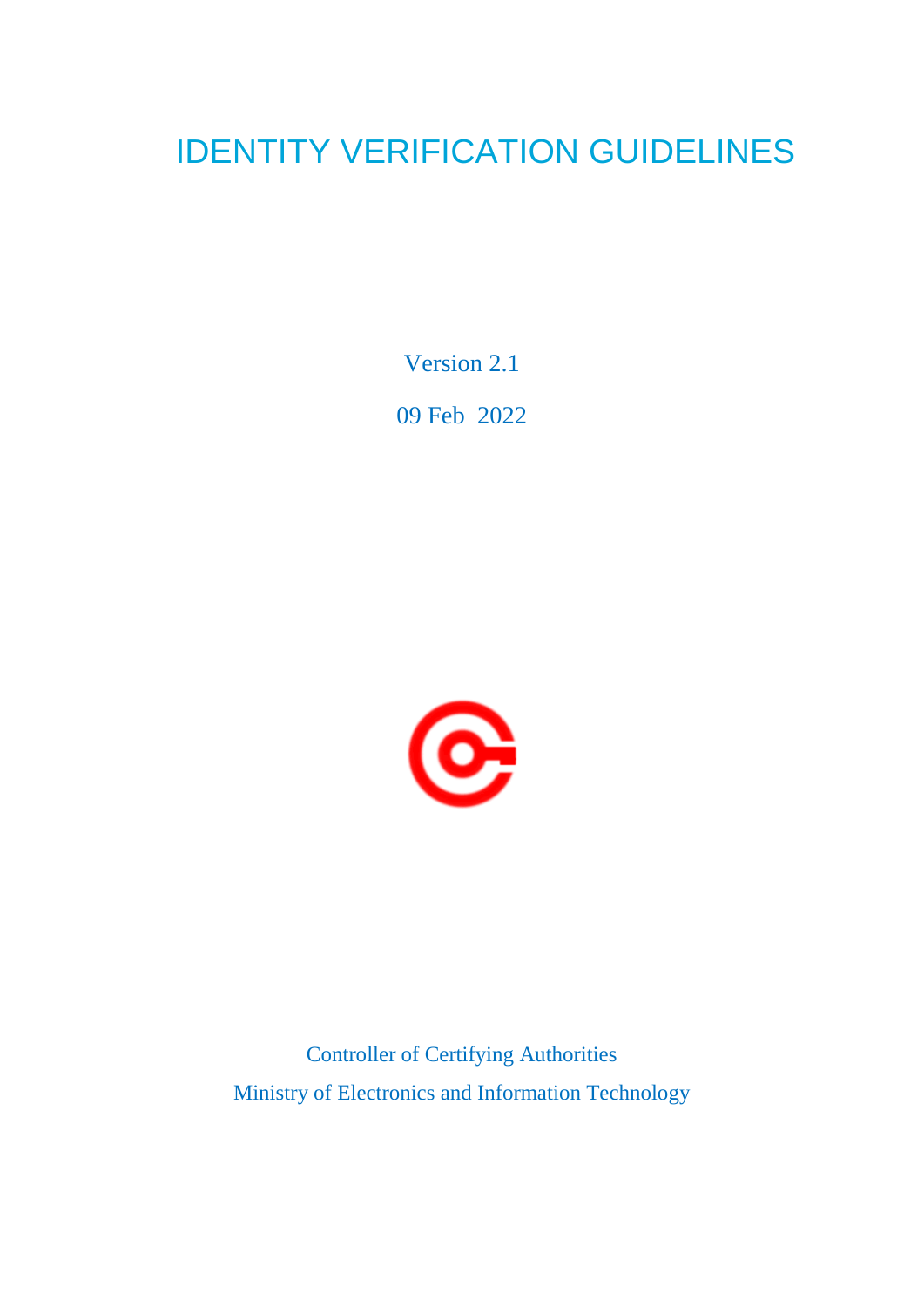# IDENTITY VERIFICATION GUIDELINES

Version 2.1

09 Feb 2022

Controller of Certifying Authorities

Ministry of Electronics and Information Technology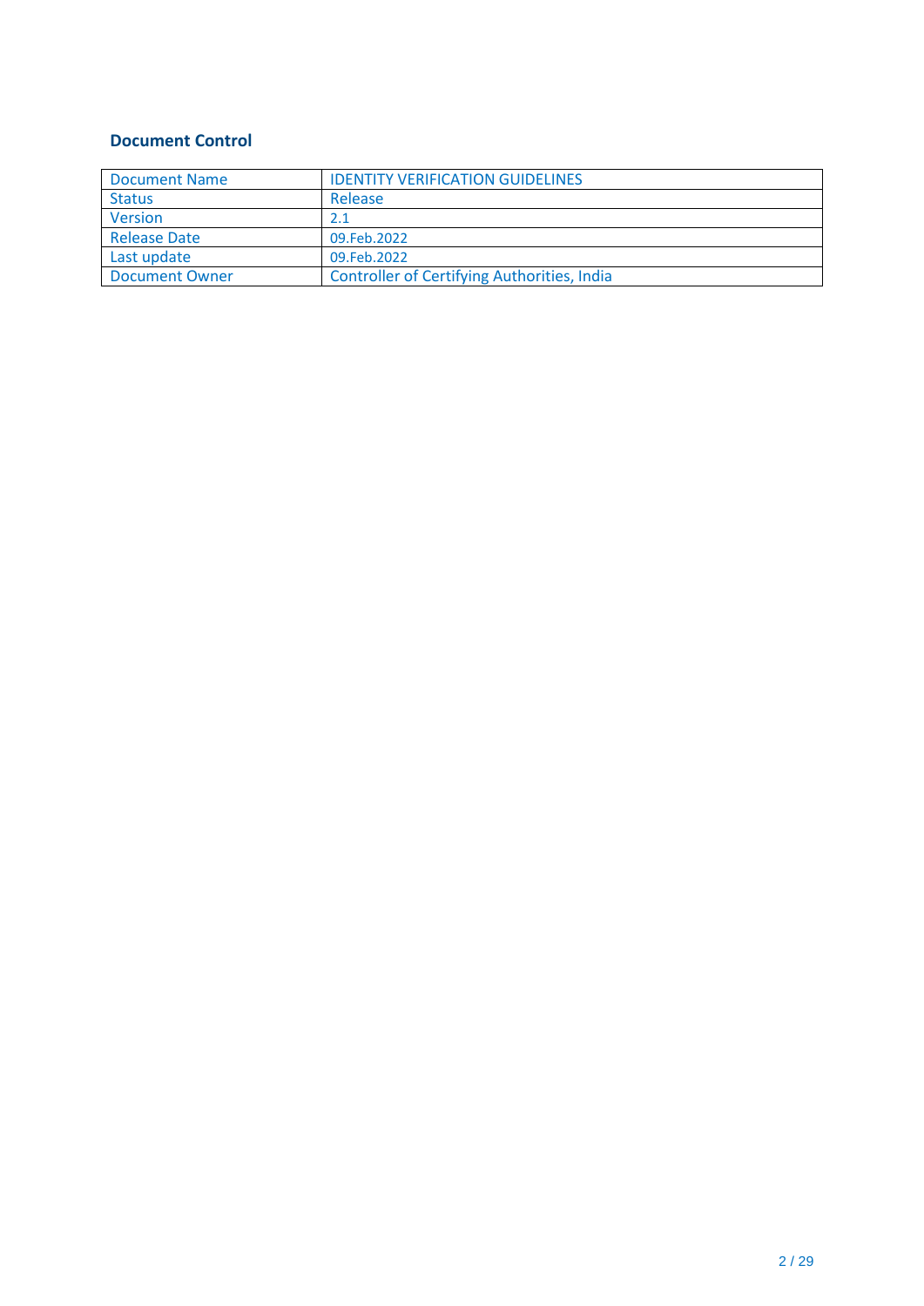## Document Control

| Document Name | IDENTITY VERIFICATION GUIDELINES |
| --- | --- |
| Status | Release |
| Version | 2.1 |
| Release Date | 09.Feb.2022 |
| Last update | 09.Feb.2022 |
| Document Owner | Controller of Certifying Authorities, India |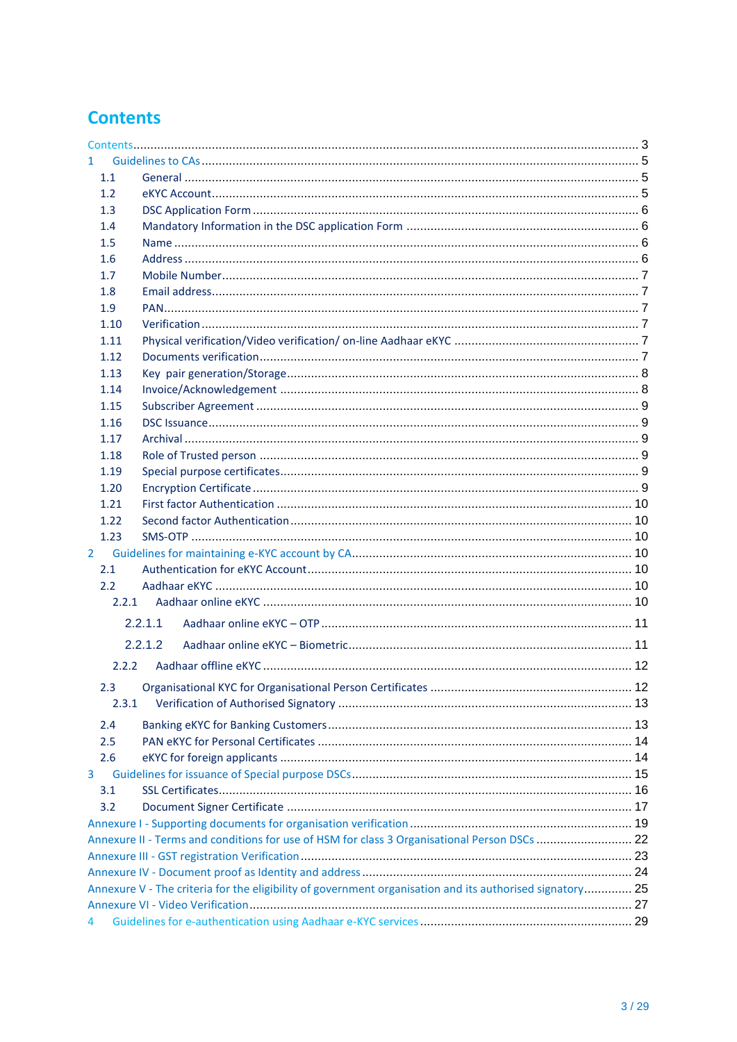# Contents

Contents ..... 3

1 Guidelines to CAs ..... 5

- 1.1 General ..... 5
- 1.2 eKYC Account ..... 5
- 1.3 DSC Application Form ..... 6
- 1.4 Mandatory Information in the DSC application Form ..... 6
- 1.5 Name ..... 6
- 1.6 Address ..... 6
- 1.7 Mobile Number ..... 7
- 1.8 Email address ..... 7
- 1.9 PAN ..... 7
- 1.10 Verification ..... 7
- 1.11 Physical verification/Video verification/ on-line Aadhaar eKYC ..... 7
- 1.12 Documents verification ..... 7
- 1.13 Key pair generation/Storage ..... 8
- 1.14 Invoice/Acknowledgement ..... 8
- 1.15 Subscriber Agreement ..... 9
- 1.16 DSC Issuance ..... 9
- 1.17 Archival ..... 9
- 1.18 Role of Trusted person ..... 9
- 1.19 Special purpose certificates ..... 9
- 1.20 Encryption Certificate ..... 9
- 1.21 First factor Authentication ..... 10
- 1.22 Second factor Authentication ..... 10
- 1.23 SMS-OTP ..... 10

2 Guidelines for maintaining e-KYC account by CA ..... 10

- 2.1 Authentication for eKYC Account ..... 10
- 2.2 Aadhaar eKYC ..... 10
  - 2.2.1 Aadhaar online eKYC ..... 10
    - 2.2.1.1 Aadhaar online eKYC – OTP ..... 11
    - 2.2.1.2 Aadhaar online eKYC – Biometric ..... 11
  - 2.2.2 Aadhaar offline eKYC ..... 12
- 2.3 Organisational KYC for Organisational Person Certificates ..... 12
  - 2.3.1 Verification of Authorised Signatory ..... 13
- 2.4 Banking eKYC for Banking Customers ..... 13
- 2.5 PAN eKYC for Personal Certificates ..... 14
- 2.6 eKYC for foreign applicants ..... 14

3 Guidelines for issuance of Special purpose DSCs ..... 15

- 3.1 SSL Certificates ..... 16
- 3.2 Document Signer Certificate ..... 17

Annexure I - Supporting documents for organisation verification ..... 19

Annexure II - Terms and conditions for use of HSM for class 3 Organisational Person DSCs ..... 22

Annexure III - GST registration Verification ..... 23

Annexure IV - Document proof as Identity and address ..... 24

Annexure V - The criteria for the eligibility of government organisation and its authorised signatory ..... 25

Annexure VI - Video Verification ..... 27

4 Guidelines for e-authentication using Aadhaar e-KYC services ..... 29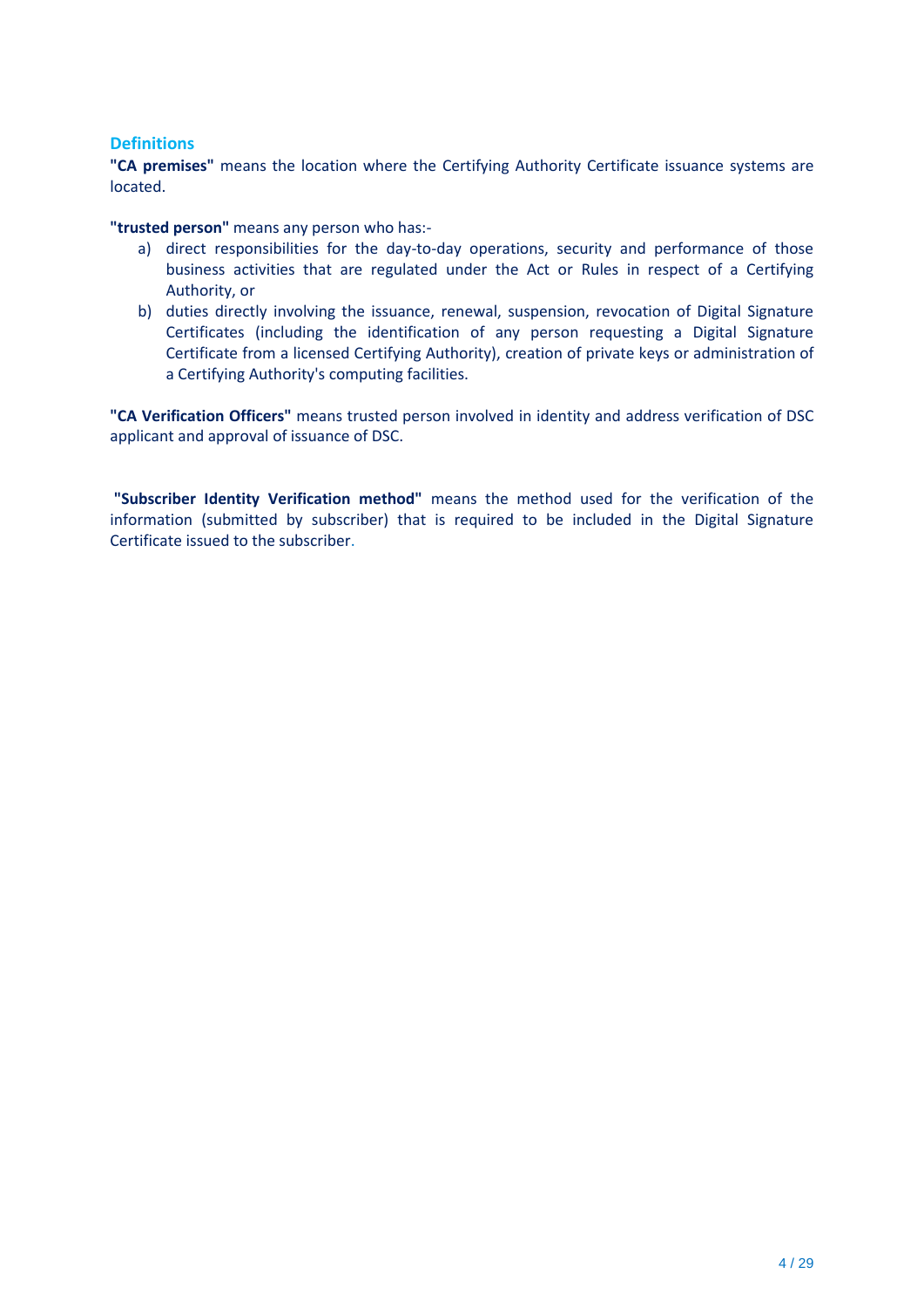## Definitions

**"CA premises"** means the location where the Certifying Authority Certificate issuance systems are located.

**"trusted person"** means any person who has:-

a) direct responsibilities for the day-to-day operations, security and performance of those business activities that are regulated under the Act or Rules in respect of a Certifying Authority, or
b) duties directly involving the issuance, renewal, suspension, revocation of Digital Signature Certificates (including the identification of any person requesting a Digital Signature Certificate from a licensed Certifying Authority), creation of private keys or administration of a Certifying Authority's computing facilities.

**"CA Verification Officers"** means trusted person involved in identity and address verification of DSC applicant and approval of issuance of DSC.

**"Subscriber Identity Verification method"** means the method used for the verification of the information (submitted by subscriber) that is required to be included in the Digital Signature Certificate issued to the subscriber.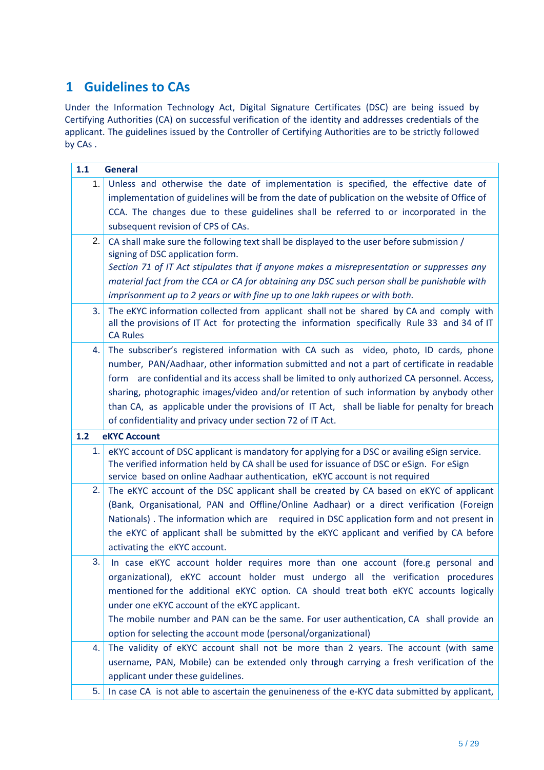# 1 Guidelines to CAs

Under the Information Technology Act, Digital Signature Certificates (DSC) are being issued by Certifying Authorities (CA) on successful verification of the identity and addresses credentials of the applicant. The guidelines issued by the Controller of Certifying Authorities are to be strictly followed by CAs .

| **1.1** | **General** |
|---|---|
| 1. | Unless and otherwise the date of implementation is specified, the effective date of implementation of guidelines will be from the date of publication on the website of Office of CCA. The changes due to these guidelines shall be referred to or incorporated in the subsequent revision of CPS of CAs. |
| 2. | CA shall make sure the following text shall be displayed to the user before submission / signing of DSC application form. *Section 71 of IT Act stipulates that if anyone makes a misrepresentation or suppresses any material fact from the CCA or CA for obtaining any DSC such person shall be punishable with imprisonment up to 2 years or with fine up to one lakh rupees or with both.* |
| 3. | The eKYC information collected from applicant shall not be shared by CA and comply with all the provisions of IT Act for protecting the information specifically Rule 33 and 34 of IT CA Rules |
| 4. | The subscriber's registered information with CA such as video, photo, ID cards, phone number, PAN/Aadhaar, other information submitted and not a part of certificate in readable form are confidential and its access shall be limited to only authorized CA personnel. Access, sharing, photographic images/video and/or retention of such information by anybody other than CA, as applicable under the provisions of IT Act, shall be liable for penalty for breach of confidentiality and privacy under section 72 of IT Act. |
| **1.2** | **eKYC Account** |
| 1. | eKYC account of DSC applicant is mandatory for applying for a DSC or availing eSign service. The verified information held by CA shall be used for issuance of DSC or eSign. For eSign service based on online Aadhaar authentication, eKYC account is not required |
| 2. | The eKYC account of the DSC applicant shall be created by CA based on eKYC of applicant (Bank, Organisational, PAN and Offline/Online Aadhaar) or a direct verification (Foreign Nationals) . The information which are required in DSC application form and not present in the eKYC of applicant shall be submitted by the eKYC applicant and verified by CA before activating the eKYC account. |
| 3. | In case eKYC account holder requires more than one account (fore.g personal and organizational), eKYC account holder must undergo all the verification procedures mentioned for the additional eKYC option. CA should treat both eKYC accounts logically under one eKYC account of the eKYC applicant. The mobile number and PAN can be the same. For user authentication, CA shall provide an option for selecting the account mode (personal/organizational) |
| 4. | The validity of eKYC account shall not be more than 2 years. The account (with same username, PAN, Mobile) can be extended only through carrying a fresh verification of the applicant under these guidelines. |
| 5. | In case CA is not able to ascertain the genuineness of the e-KYC data submitted by applicant, |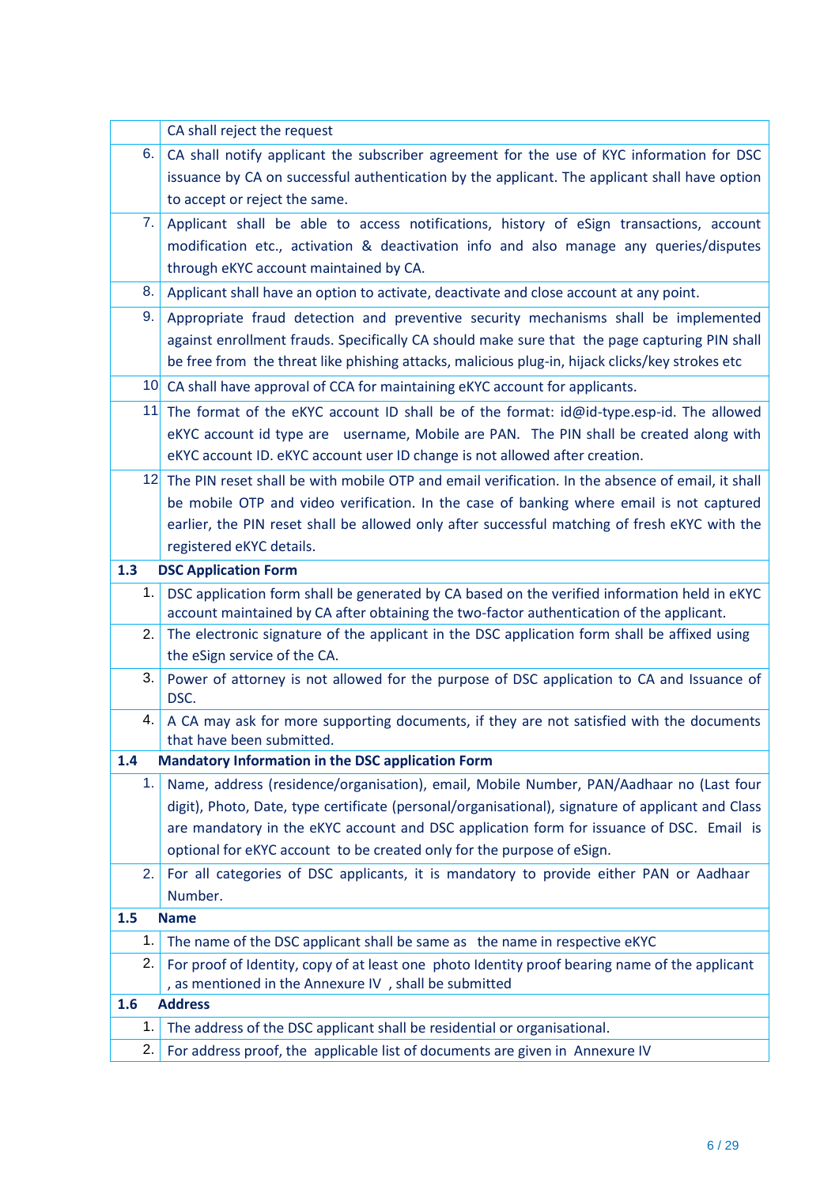|  |  |
|---|---|
|  | CA shall reject the request |
| 6. | CA shall notify applicant the subscriber agreement for the use of KYC information for DSC issuance by CA on successful authentication by the applicant. The applicant shall have option to accept or reject the same. |
| 7. | Applicant shall be able to access notifications, history of eSign transactions, account modification etc., activation & deactivation info and also manage any queries/disputes through eKYC account maintained by CA. |
| 8. | Applicant shall have an option to activate, deactivate and close account at any point. |
| 9. | Appropriate fraud detection and preventive security mechanisms shall be implemented against enrollment frauds. Specifically CA should make sure that the page capturing PIN shall be free from the threat like phishing attacks, malicious plug-in, hijack clicks/key strokes etc |
| 10 | CA shall have approval of CCA for maintaining eKYC account for applicants. |
| 11 | The format of the eKYC account ID shall be of the format: id@id-type.esp-id. The allowed eKYC account id type are username, Mobile are PAN. The PIN shall be created along with eKYC account ID. eKYC account user ID change is not allowed after creation. |
| 12 | The PIN reset shall be with mobile OTP and email verification. In the absence of email, it shall be mobile OTP and video verification. In the case of banking where email is not captured earlier, the PIN reset shall be allowed only after successful matching of fresh eKYC with the registered eKYC details. |
| **1.3** | **DSC Application Form** |
| 1. | DSC application form shall be generated by CA based on the verified information held in eKYC account maintained by CA after obtaining the two-factor authentication of the applicant. |
| 2. | The electronic signature of the applicant in the DSC application form shall be affixed using the eSign service of the CA. |
| 3. | Power of attorney is not allowed for the purpose of DSC application to CA and Issuance of DSC. |
| 4. | A CA may ask for more supporting documents, if they are not satisfied with the documents that have been submitted. |
| **1.4** | **Mandatory Information in the DSC application Form** |
| 1. | Name, address (residence/organisation), email, Mobile Number, PAN/Aadhaar no (Last four digit), Photo, Date, type certificate (personal/organisational), signature of applicant and Class are mandatory in the eKYC account and DSC application form for issuance of DSC. Email is optional for eKYC account to be created only for the purpose of eSign. |
| 2. | For all categories of DSC applicants, it is mandatory to provide either PAN or Aadhaar Number. |
| **1.5** | **Name** |
| 1. | The name of the DSC applicant shall be same as the name in respective eKYC |
| 2. | For proof of Identity, copy of at least one photo Identity proof bearing name of the applicant , as mentioned in the Annexure IV , shall be submitted |
| **1.6** | **Address** |
| 1. | The address of the DSC applicant shall be residential or organisational. |
| 2. | For address proof, the applicable list of documents are given in Annexure IV |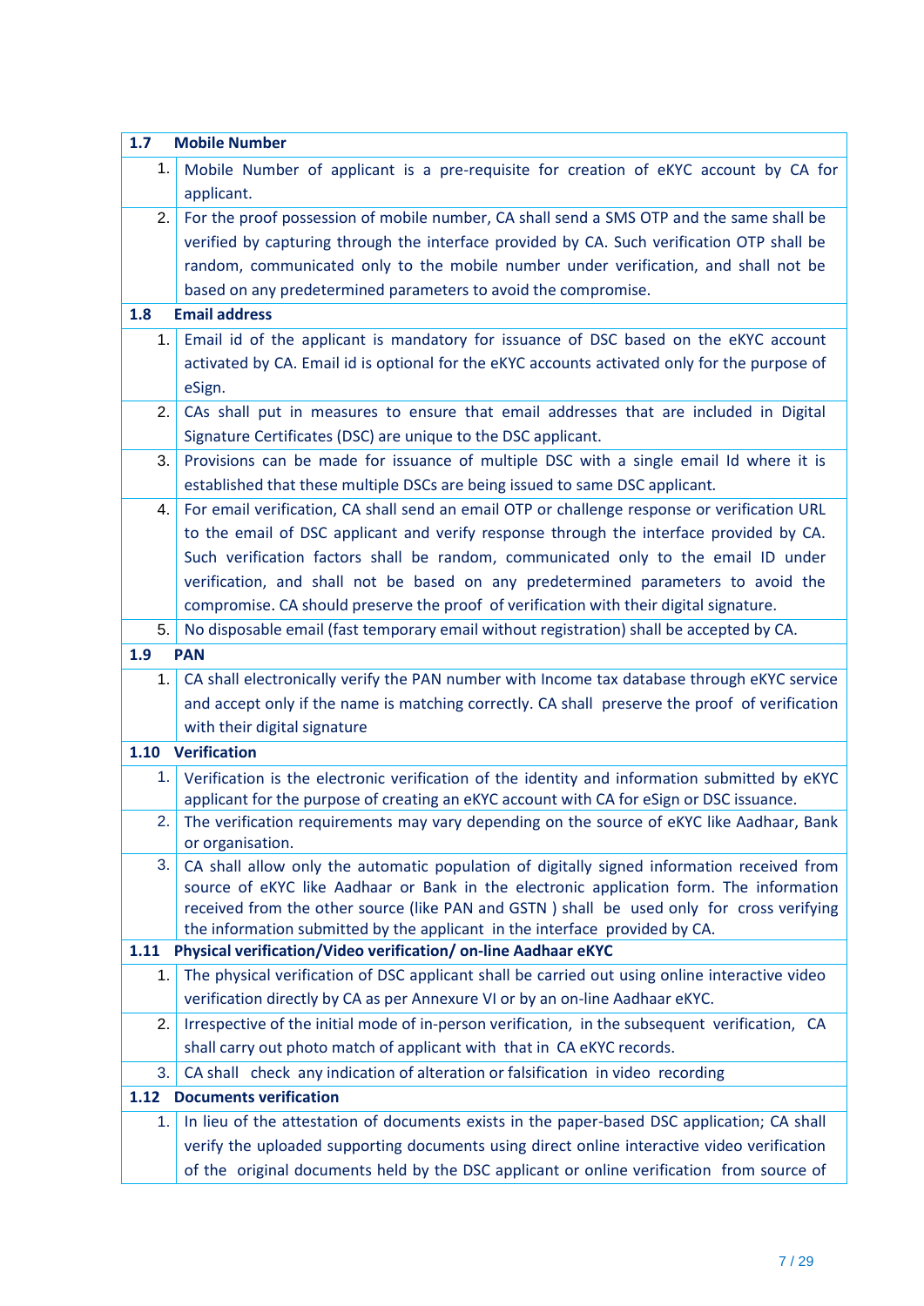| 1.7 | Mobile Number |
|---|---|
| 1. | Mobile Number of applicant is a pre-requisite for creation of eKYC account by CA for applicant. |
| 2. | For the proof possession of mobile number, CA shall send a SMS OTP and the same shall be verified by capturing through the interface provided by CA. Such verification OTP shall be random, communicated only to the mobile number under verification, and shall not be based on any predetermined parameters to avoid the compromise. |
| **1.8** | **Email address** |
| 1. | Email id of the applicant is mandatory for issuance of DSC based on the eKYC account activated by CA. Email id is optional for the eKYC accounts activated only for the purpose of eSign. |
| 2. | CAs shall put in measures to ensure that email addresses that are included in Digital Signature Certificates (DSC) are unique to the DSC applicant. |
| 3. | Provisions can be made for issuance of multiple DSC with a single email Id where it is established that these multiple DSCs are being issued to same DSC applicant. |
| 4. | For email verification, CA shall send an email OTP or challenge response or verification URL to the email of DSC applicant and verify response through the interface provided by CA. Such verification factors shall be random, communicated only to the email ID under verification, and shall not be based on any predetermined parameters to avoid the compromise. CA should preserve the proof of verification with their digital signature. |
| 5. | No disposable email (fast temporary email without registration) shall be accepted by CA. |
| **1.9** | **PAN** |
| 1. | CA shall electronically verify the PAN number with Income tax database through eKYC service and accept only if the name is matching correctly. CA shall preserve the proof of verification with their digital signature |
| **1.10** | **Verification** |
| 1. | Verification is the electronic verification of the identity and information submitted by eKYC applicant for the purpose of creating an eKYC account with CA for eSign or DSC issuance. |
| 2. | The verification requirements may vary depending on the source of eKYC like Aadhaar, Bank or organisation. |
| 3. | CA shall allow only the automatic population of digitally signed information received from source of eKYC like Aadhaar or Bank in the electronic application form. The information received from the other source (like PAN and GSTN ) shall be used only for cross verifying the information submitted by the applicant in the interface provided by CA. |
| **1.11** | **Physical verification/Video verification/ on-line Aadhaar eKYC** |
| 1. | The physical verification of DSC applicant shall be carried out using online interactive video verification directly by CA as per Annexure VI or by an on-line Aadhaar eKYC. |
| 2. | Irrespective of the initial mode of in-person verification, in the subsequent verification, CA shall carry out photo match of applicant with that in CA eKYC records. |
| 3. | CA shall check any indication of alteration or falsification in video recording |
| **1.12** | **Documents verification** |
| 1. | In lieu of the attestation of documents exists in the paper-based DSC application; CA shall verify the uploaded supporting documents using direct online interactive video verification of the original documents held by the DSC applicant or online verification from source of |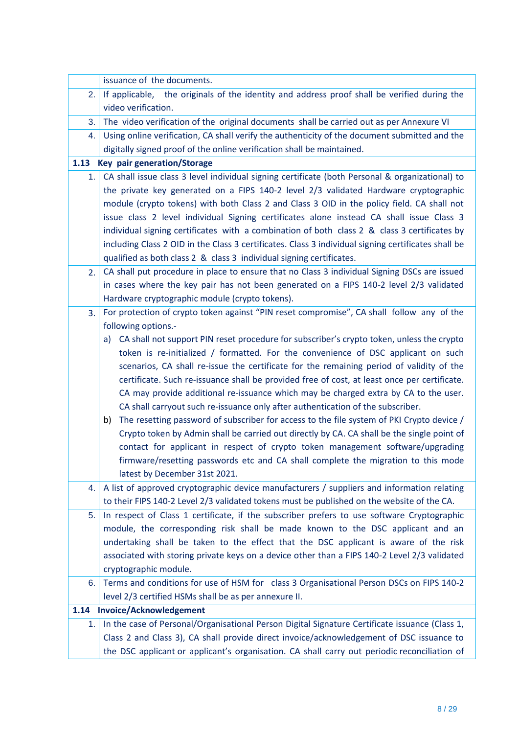| | |
|---|---|
| | issuance of the documents. |
| 2. | If applicable, the originals of the identity and address proof shall be verified during the video verification. |
| 3. | The video verification of the original documents shall be carried out as per Annexure VI |
| 4. | Using online verification, CA shall verify the authenticity of the document submitted and the digitally signed proof of the online verification shall be maintained. |
| **1.13** | **Key pair generation/Storage** |
| 1. | CA shall issue class 3 level individual signing certificate (both Personal & organizational) to the private key generated on a FIPS 140-2 level 2/3 validated Hardware cryptographic module (crypto tokens) with both Class 2 and Class 3 OID in the policy field. CA shall not issue class 2 level individual Signing certificates alone instead CA shall issue Class 3 individual signing certificates with a combination of both class 2 & class 3 certificates by including Class 2 OID in the Class 3 certificates. Class 3 individual signing certificates shall be qualified as both class 2 & class 3 individual signing certificates. |
| 2. | CA shall put procedure in place to ensure that no Class 3 individual Signing DSCs are issued in cases where the key pair has not been generated on a FIPS 140-2 level 2/3 validated Hardware cryptographic module (crypto tokens). |
| 3. | For protection of crypto token against "PIN reset compromise", CA shall follow any of the following options.- <br> a) CA shall not support PIN reset procedure for subscriber's crypto token, unless the crypto token is re-initialized / formatted. For the convenience of DSC applicant on such scenarios, CA shall re-issue the certificate for the remaining period of validity of the certificate. Such re-issuance shall be provided free of cost, at least once per certificate. CA may provide additional re-issuance which may be charged extra by CA to the user. CA shall carryout such re-issuance only after authentication of the subscriber. <br> b) The resetting password of subscriber for access to the file system of PKI Crypto device / Crypto token by Admin shall be carried out directly by CA. CA shall be the single point of contact for applicant in respect of crypto token management software/upgrading firmware/resetting passwords etc and CA shall complete the migration to this mode latest by December 31st 2021. |
| 4. | A list of approved cryptographic device manufacturers / suppliers and information relating to their FIPS 140-2 Level 2/3 validated tokens must be published on the website of the CA. |
| 5. | In respect of Class 1 certificate, if the subscriber prefers to use software Cryptographic module, the corresponding risk shall be made known to the DSC applicant and an undertaking shall be taken to the effect that the DSC applicant is aware of the risk associated with storing private keys on a device other than a FIPS 140-2 Level 2/3 validated cryptographic module. |
| 6. | Terms and conditions for use of HSM for class 3 Organisational Person DSCs on FIPS 140-2 level 2/3 certified HSMs shall be as per annexure II. |
| **1.14** | **Invoice/Acknowledgement** |
| 1. | In the case of Personal/Organisational Person Digital Signature Certificate issuance (Class 1, Class 2 and Class 3), CA shall provide direct invoice/acknowledgement of DSC issuance to the DSC applicant or applicant's organisation. CA shall carry out periodic reconciliation of |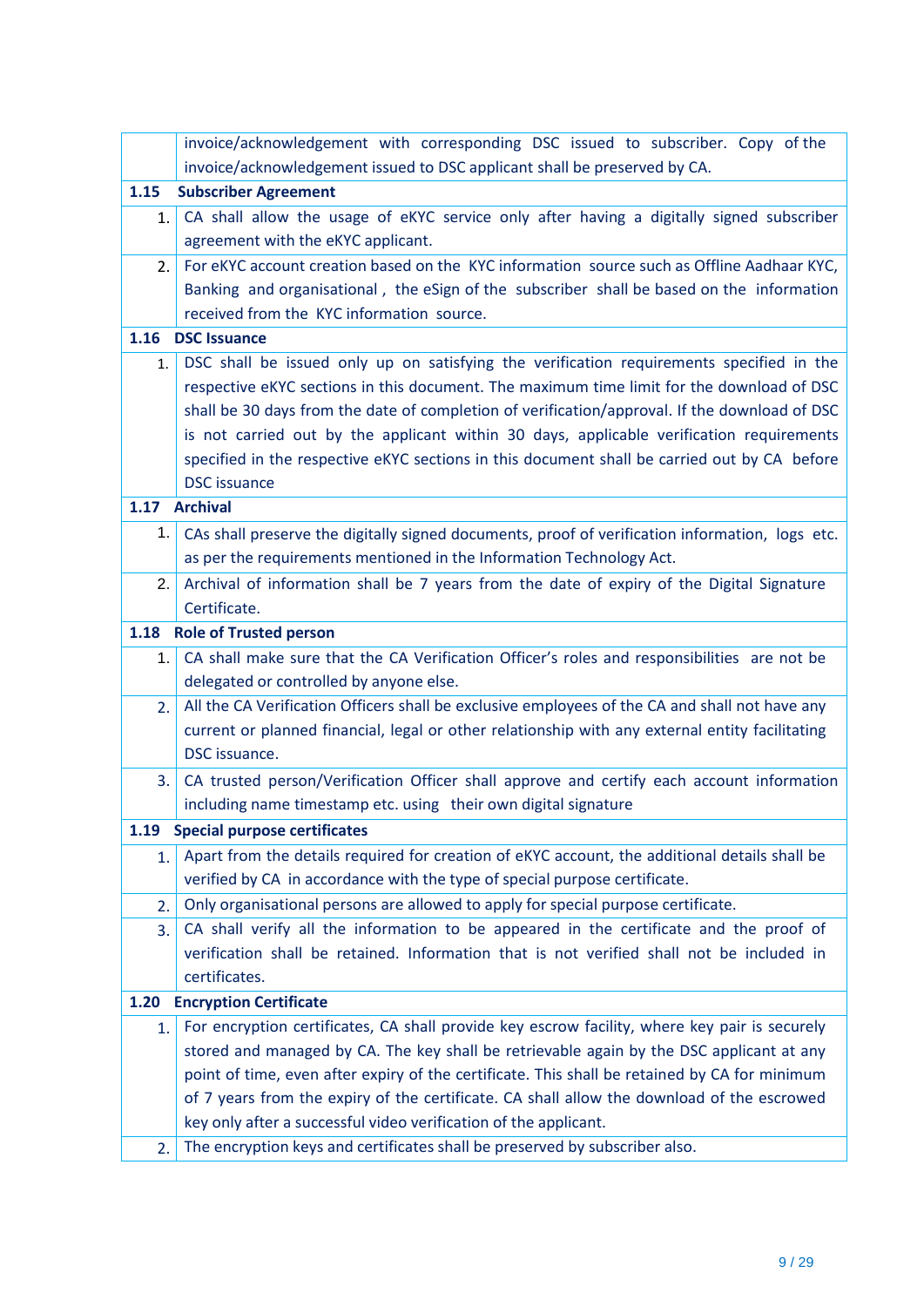|  |  |
|---|---|
|  | invoice/acknowledgement with corresponding DSC issued to subscriber. Copy of the invoice/acknowledgement issued to DSC applicant shall be preserved by CA. |
| **1.15** | **Subscriber Agreement** |
| 1. | CA shall allow the usage of eKYC service only after having a digitally signed subscriber agreement with the eKYC applicant. |
| 2. | For eKYC account creation based on the KYC information source such as Offline Aadhaar KYC, Banking and organisational , the eSign of the subscriber shall be based on the information received from the KYC information source. |
| **1.16** | **DSC Issuance** |
| 1. | DSC shall be issued only up on satisfying the verification requirements specified in the respective eKYC sections in this document. The maximum time limit for the download of DSC shall be 30 days from the date of completion of verification/approval. If the download of DSC is not carried out by the applicant within 30 days, applicable verification requirements specified in the respective eKYC sections in this document shall be carried out by CA before DSC issuance |
| **1.17** | **Archival** |
| 1. | CAs shall preserve the digitally signed documents, proof of verification information, logs etc. as per the requirements mentioned in the Information Technology Act. |
| 2. | Archival of information shall be 7 years from the date of expiry of the Digital Signature Certificate. |
| **1.18** | **Role of Trusted person** |
| 1. | CA shall make sure that the CA Verification Officer's roles and responsibilities are not be delegated or controlled by anyone else. |
| 2. | All the CA Verification Officers shall be exclusive employees of the CA and shall not have any current or planned financial, legal or other relationship with any external entity facilitating DSC issuance. |
| 3. | CA trusted person/Verification Officer shall approve and certify each account information including name timestamp etc. using their own digital signature |
| **1.19** | **Special purpose certificates** |
| 1. | Apart from the details required for creation of eKYC account, the additional details shall be verified by CA in accordance with the type of special purpose certificate. |
| 2. | Only organisational persons are allowed to apply for special purpose certificate. |
| 3. | CA shall verify all the information to be appeared in the certificate and the proof of verification shall be retained. Information that is not verified shall not be included in certificates. |
| **1.20** | **Encryption Certificate** |
| 1. | For encryption certificates, CA shall provide key escrow facility, where key pair is securely stored and managed by CA. The key shall be retrievable again by the DSC applicant at any point of time, even after expiry of the certificate. This shall be retained by CA for minimum of 7 years from the expiry of the certificate. CA shall allow the download of the escrowed key only after a successful video verification of the applicant. |
| 2. | The encryption keys and certificates shall be preserved by subscriber also. |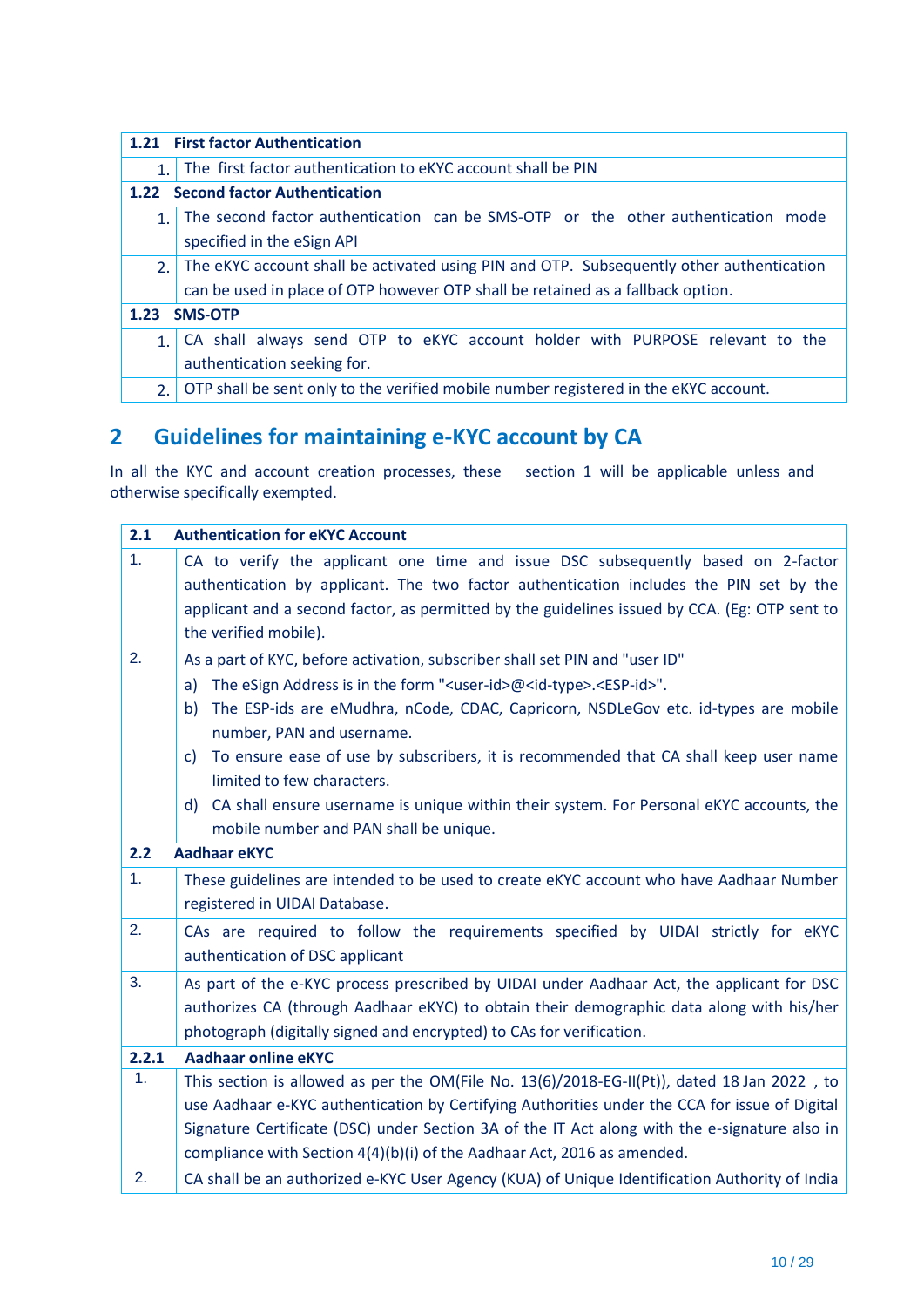| 1.21 | First factor Authentication |
|---|---|
| 1. | The first factor authentication to eKYC account shall be PIN |
| **1.22** | **Second factor Authentication** |
| 1. | The second factor authentication can be SMS-OTP or the other authentication mode specified in the eSign API |
| 2. | The eKYC account shall be activated using PIN and OTP. Subsequently other authentication can be used in place of OTP however OTP shall be retained as a fallback option. |
| **1.23** | **SMS-OTP** |
| 1. | CA shall always send OTP to eKYC account holder with PURPOSE relevant to the authentication seeking for. |
| 2. | OTP shall be sent only to the verified mobile number registered in the eKYC account. |

# 2 Guidelines for maintaining e-KYC account by CA

In all the KYC and account creation processes, these section 1 will be applicable unless and otherwise specifically exempted.

| 2.1 | Authentication for eKYC Account |
|---|---|
| 1. | CA to verify the applicant one time and issue DSC subsequently based on 2-factor authentication by applicant. The two factor authentication includes the PIN set by the applicant and a second factor, as permitted by the guidelines issued by CCA. (Eg: OTP sent to the verified mobile). |
| 2. | As a part of KYC, before activation, subscriber shall set PIN and "user ID"<br>a) The eSign Address is in the form "<user-id>@<id-type>.<ESP-id>".<br>b) The ESP-ids are eMudhra, nCode, CDAC, Capricorn, NSDLeGov etc. id-types are mobile number, PAN and username.<br>c) To ensure ease of use by subscribers, it is recommended that CA shall keep user name limited to few characters.<br>d) CA shall ensure username is unique within their system. For Personal eKYC accounts, the mobile number and PAN shall be unique. |
| **2.2** | **Aadhaar eKYC** |
| 1. | These guidelines are intended to be used to create eKYC account who have Aadhaar Number registered in UIDAI Database. |
| 2. | CAs are required to follow the requirements specified by UIDAI strictly for eKYC authentication of DSC applicant |
| 3. | As part of the e-KYC process prescribed by UIDAI under Aadhaar Act, the applicant for DSC authorizes CA (through Aadhaar eKYC) to obtain their demographic data along with his/her photograph (digitally signed and encrypted) to CAs for verification. |
| **2.2.1** | **Aadhaar online eKYC** |
| 1. | This section is allowed as per the OM(File No. 13(6)/2018-EG-II(Pt)), dated 18 Jan 2022 , to use Aadhaar e-KYC authentication by Certifying Authorities under the CCA for issue of Digital Signature Certificate (DSC) under Section 3A of the IT Act along with the e-signature also in compliance with Section 4(4)(b)(i) of the Aadhaar Act, 2016 as amended. |
| 2. | CA shall be an authorized e-KYC User Agency (KUA) of Unique Identification Authority of India |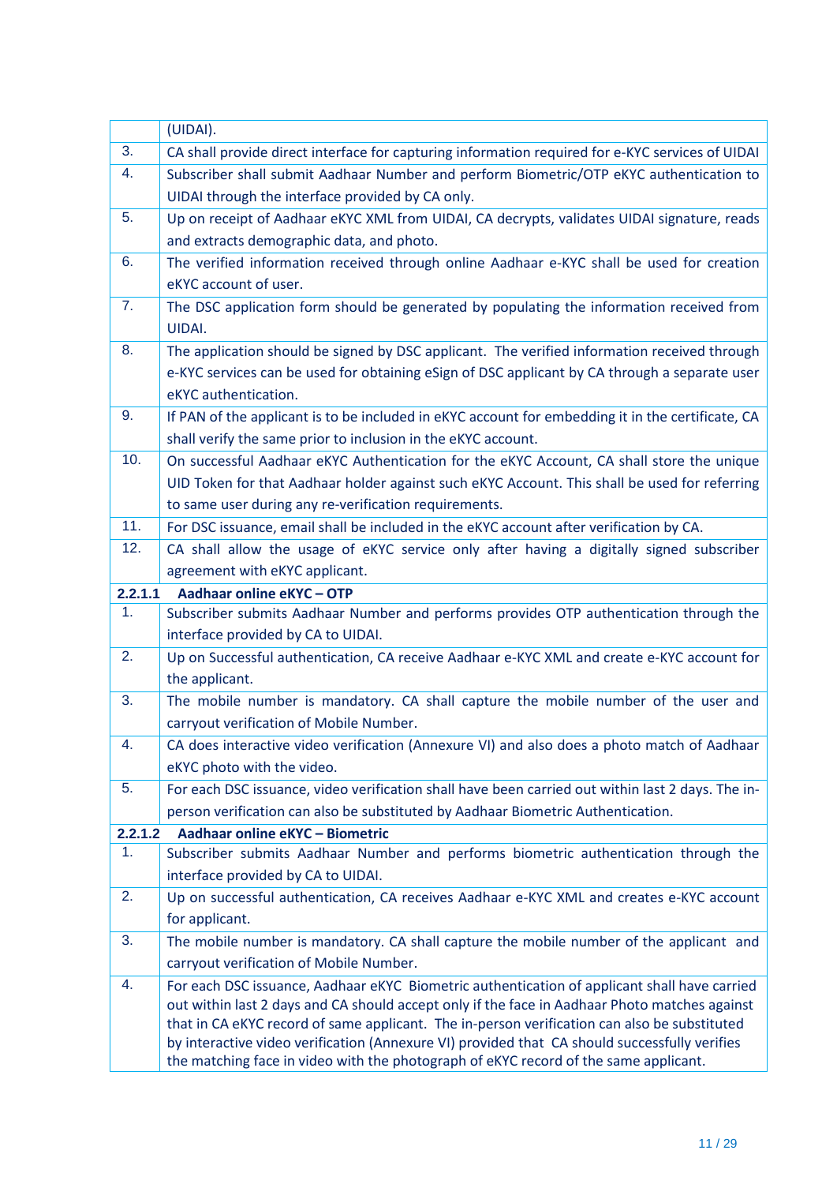| | |
|---|---|
| | (UIDAI). |
| 3. | CA shall provide direct interface for capturing information required for e-KYC services of UIDAI |
| 4. | Subscriber shall submit Aadhaar Number and perform Biometric/OTP eKYC authentication to UIDAI through the interface provided by CA only. |
| 5. | Up on receipt of Aadhaar eKYC XML from UIDAI, CA decrypts, validates UIDAI signature, reads and extracts demographic data, and photo. |
| 6. | The verified information received through online Aadhaar e-KYC shall be used for creation eKYC account of user. |
| 7. | The DSC application form should be generated by populating the information received from UIDAI. |
| 8. | The application should be signed by DSC applicant. The verified information received through e-KYC services can be used for obtaining eSign of DSC applicant by CA through a separate user eKYC authentication. |
| 9. | If PAN of the applicant is to be included in eKYC account for embedding it in the certificate, CA shall verify the same prior to inclusion in the eKYC account. |
| 10. | On successful Aadhaar eKYC Authentication for the eKYC Account, CA shall store the unique UID Token for that Aadhaar holder against such eKYC Account. This shall be used for referring to same user during any re-verification requirements. |
| 11. | For DSC issuance, email shall be included in the eKYC account after verification by CA. |
| 12. | CA shall allow the usage of eKYC service only after having a digitally signed subscriber agreement with eKYC applicant. |
| **2.2.1.1** | **Aadhaar online eKYC – OTP** |
| 1. | Subscriber submits Aadhaar Number and performs provides OTP authentication through the interface provided by CA to UIDAI. |
| 2. | Up on Successful authentication, CA receive Aadhaar e-KYC XML and create e-KYC account for the applicant. |
| 3. | The mobile number is mandatory. CA shall capture the mobile number of the user and carryout verification of Mobile Number. |
| 4. | CA does interactive video verification (Annexure VI) and also does a photo match of Aadhaar eKYC photo with the video. |
| 5. | For each DSC issuance, video verification shall have been carried out within last 2 days. The in-person verification can also be substituted by Aadhaar Biometric Authentication. |
| **2.2.1.2** | **Aadhaar online eKYC – Biometric** |
| 1. | Subscriber submits Aadhaar Number and performs biometric authentication through the interface provided by CA to UIDAI. |
| 2. | Up on successful authentication, CA receives Aadhaar e-KYC XML and creates e-KYC account for applicant. |
| 3. | The mobile number is mandatory. CA shall capture the mobile number of the applicant and carryout verification of Mobile Number. |
| 4. | For each DSC issuance, Aadhaar eKYC Biometric authentication of applicant shall have carried out within last 2 days and CA should accept only if the face in Aadhaar Photo matches against that in CA eKYC record of same applicant. The in-person verification can also be substituted by interactive video verification (Annexure VI) provided that CA should successfully verifies the matching face in video with the photograph of eKYC record of the same applicant. |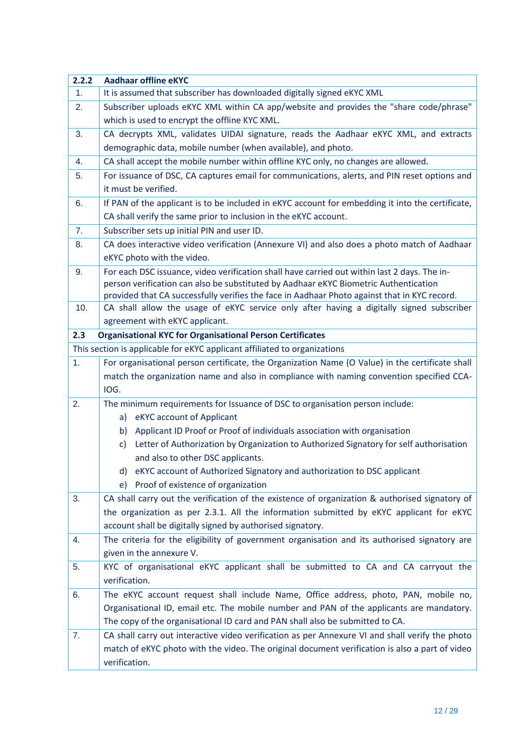| 2.2.2 | Aadhaar offline eKYC |
|---|---|
| 1. | It is assumed that subscriber has downloaded digitally signed eKYC XML |
| 2. | Subscriber uploads eKYC XML within CA app/website and provides the "share code/phrase" which is used to encrypt the offline KYC XML. |
| 3. | CA decrypts XML, validates UIDAI signature, reads the Aadhaar eKYC XML, and extracts demographic data, mobile number (when available), and photo. |
| 4. | CA shall accept the mobile number within offline KYC only, no changes are allowed. |
| 5. | For issuance of DSC, CA captures email for communications, alerts, and PIN reset options and it must be verified. |
| 6. | If PAN of the applicant is to be included in eKYC account for embedding it into the certificate, CA shall verify the same prior to inclusion in the eKYC account. |
| 7. | Subscriber sets up initial PIN and user ID. |
| 8. | CA does interactive video verification (Annexure VI) and also does a photo match of Aadhaar eKYC photo with the video. |
| 9. | For each DSC issuance, video verification shall have carried out within last 2 days. The in-person verification can also be substituted by Aadhaar eKYC Biometric Authentication provided that CA successfully verifies the face in Aadhaar Photo against that in KYC record. |
| 10. | CA shall allow the usage of eKYC service only after having a digitally signed subscriber agreement with eKYC applicant. |
| **2.3** | **Organisational KYC for Organisational Person Certificates** |
| This section is applicable for eKYC applicant affiliated to organizations | |
| 1. | For organisational person certificate, the Organization Name (O Value) in the certificate shall match the organization name and also in compliance with naming convention specified CCA-IOG. |
| 2. | The minimum requirements for Issuance of DSC to organisation person include:<br>a) eKYC account of Applicant<br>b) Applicant ID Proof or Proof of individuals association with organisation<br>c) Letter of Authorization by Organization to Authorized Signatory for self authorisation and also to other DSC applicants.<br>d) eKYC account of Authorized Signatory and authorization to DSC applicant<br>e) Proof of existence of organization |
| 3. | CA shall carry out the verification of the existence of organization & authorised signatory of the organization as per 2.3.1. All the information submitted by eKYC applicant for eKYC account shall be digitally signed by authorised signatory. |
| 4. | The criteria for the eligibility of government organisation and its authorised signatory are given in the annexure V. |
| 5. | KYC of organisational eKYC applicant shall be submitted to CA and CA carryout the verification. |
| 6. | The eKYC account request shall include Name, Office address, photo, PAN, mobile no, Organisational ID, email etc. The mobile number and PAN of the applicants are mandatory. The copy of the organisational ID card and PAN shall also be submitted to CA. |
| 7. | CA shall carry out interactive video verification as per Annexure VI and shall verify the photo match of eKYC photo with the video. The original document verification is also a part of video verification. |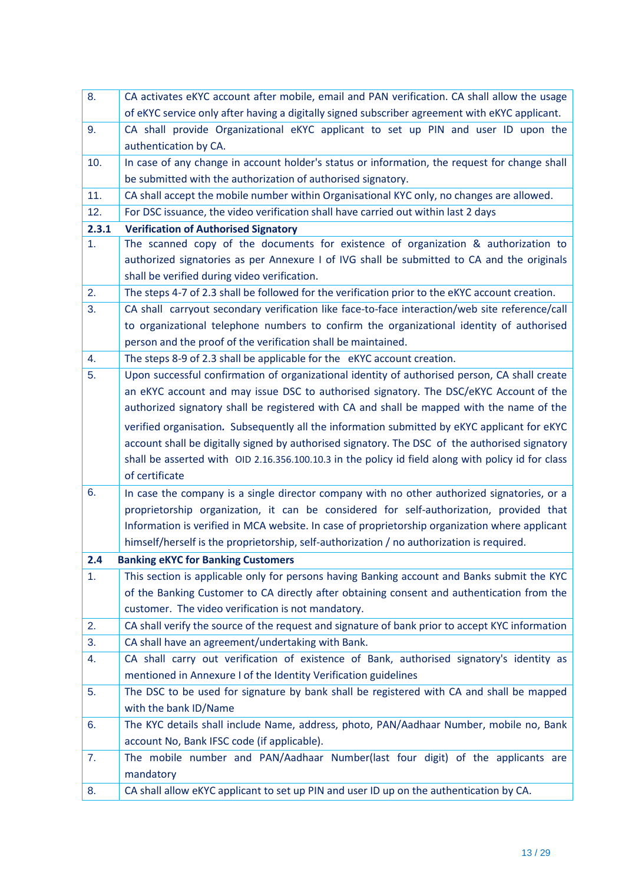| | |
|---|---|
| 8. | CA activates eKYC account after mobile, email and PAN verification. CA shall allow the usage of eKYC service only after having a digitally signed subscriber agreement with eKYC applicant. |
| 9. | CA shall provide Organizational eKYC applicant to set up PIN and user ID upon the authentication by CA. |
| 10. | In case of any change in account holder's status or information, the request for change shall be submitted with the authorization of authorised signatory. |
| 11. | CA shall accept the mobile number within Organisational KYC only, no changes are allowed. |
| 12. | For DSC issuance, the video verification shall have carried out within last 2 days |
| **2.3.1** | **Verification of Authorised Signatory** |
| 1. | The scanned copy of the documents for existence of organization & authorization to authorized signatories as per Annexure I of IVG shall be submitted to CA and the originals shall be verified during video verification. |
| 2. | The steps 4-7 of 2.3 shall be followed for the verification prior to the eKYC account creation. |
| 3. | CA shall carryout secondary verification like face-to-face interaction/web site reference/call to organizational telephone numbers to confirm the organizational identity of authorised person and the proof of the verification shall be maintained. |
| 4. | The steps 8-9 of 2.3 shall be applicable for the eKYC account creation. |
| 5. | Upon successful confirmation of organizational identity of authorised person, CA shall create an eKYC account and may issue DSC to authorised signatory. The DSC/eKYC Account of the authorized signatory shall be registered with CA and shall be mapped with the name of the verified organisation. Subsequently all the information submitted by eKYC applicant for eKYC account shall be digitally signed by authorised signatory. The DSC of the authorised signatory shall be asserted with OID 2.16.356.100.10.3 in the policy id field along with policy id for class of certificate |
| 6. | In case the company is a single director company with no other authorized signatories, or a proprietorship organization, it can be considered for self-authorization, provided that Information is verified in MCA website. In case of proprietorship organization where applicant himself/herself is the proprietorship, self-authorization / no authorization is required. |
| **2.4** | **Banking eKYC for Banking Customers** |
| 1. | This section is applicable only for persons having Banking account and Banks submit the KYC of the Banking Customer to CA directly after obtaining consent and authentication from the customer. The video verification is not mandatory. |
| 2. | CA shall verify the source of the request and signature of bank prior to accept KYC information |
| 3. | CA shall have an agreement/undertaking with Bank. |
| 4. | CA shall carry out verification of existence of Bank, authorised signatory's identity as mentioned in Annexure I of the Identity Verification guidelines |
| 5. | The DSC to be used for signature by bank shall be registered with CA and shall be mapped with the bank ID/Name |
| 6. | The KYC details shall include Name, address, photo, PAN/Aadhaar Number, mobile no, Bank account No, Bank IFSC code (if applicable). |
| 7. | The mobile number and PAN/Aadhaar Number(last four digit) of the applicants are mandatory |
| 8. | CA shall allow eKYC applicant to set up PIN and user ID up on the authentication by CA. |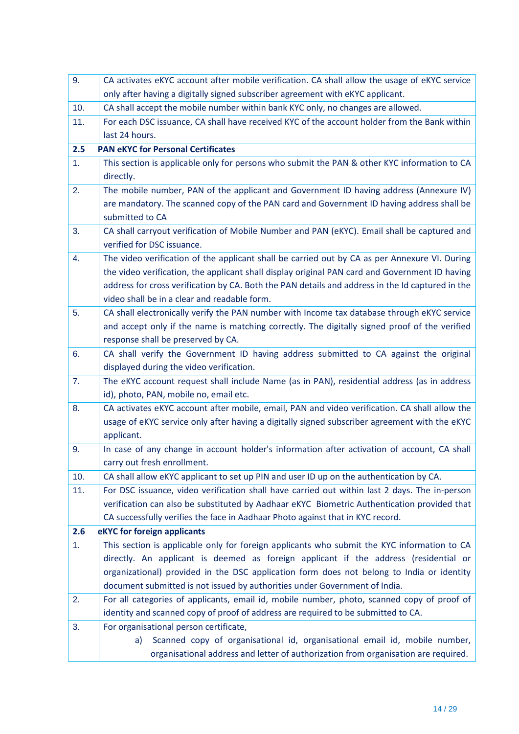| | |
|---|---|
| 9. | CA activates eKYC account after mobile verification. CA shall allow the usage of eKYC service only after having a digitally signed subscriber agreement with eKYC applicant. |
| 10. | CA shall accept the mobile number within bank KYC only, no changes are allowed. |
| 11. | For each DSC issuance, CA shall have received KYC of the account holder from the Bank within last 24 hours. |
| **2.5** | **PAN eKYC for Personal Certificates** |
| 1. | This section is applicable only for persons who submit the PAN & other KYC information to CA directly. |
| 2. | The mobile number, PAN of the applicant and Government ID having address (Annexure IV) are mandatory. The scanned copy of the PAN card and Government ID having address shall be submitted to CA |
| 3. | CA shall carryout verification of Mobile Number and PAN (eKYC). Email shall be captured and verified for DSC issuance. |
| 4. | The video verification of the applicant shall be carried out by CA as per Annexure VI. During the video verification, the applicant shall display original PAN card and Government ID having address for cross verification by CA. Both the PAN details and address in the Id captured in the video shall be in a clear and readable form. |
| 5. | CA shall electronically verify the PAN number with Income tax database through eKYC service and accept only if the name is matching correctly. The digitally signed proof of the verified response shall be preserved by CA. |
| 6. | CA shall verify the Government ID having address submitted to CA against the original displayed during the video verification. |
| 7. | The eKYC account request shall include Name (as in PAN), residential address (as in address id), photo, PAN, mobile no, email etc. |
| 8. | CA activates eKYC account after mobile, email, PAN and video verification. CA shall allow the usage of eKYC service only after having a digitally signed subscriber agreement with the eKYC applicant. |
| 9. | In case of any change in account holder's information after activation of account, CA shall carry out fresh enrollment. |
| 10. | CA shall allow eKYC applicant to set up PIN and user ID up on the authentication by CA. |
| 11. | For DSC issuance, video verification shall have carried out within last 2 days. The in-person verification can also be substituted by Aadhaar eKYC Biometric Authentication provided that CA successfully verifies the face in Aadhaar Photo against that in KYC record. |
| **2.6** | **eKYC for foreign applicants** |
| 1. | This section is applicable only for foreign applicants who submit the KYC information to CA directly. An applicant is deemed as foreign applicant if the address (residential or organizational) provided in the DSC application form does not belong to India or identity document submitted is not issued by authorities under Government of India. |
| 2. | For all categories of applicants, email id, mobile number, photo, scanned copy of proof of identity and scanned copy of proof of address are required to be submitted to CA. |
| 3. | For organisational person certificate,<br>a) Scanned copy of organisational id, organisational email id, mobile number, organisational address and letter of authorization from organisation are required. |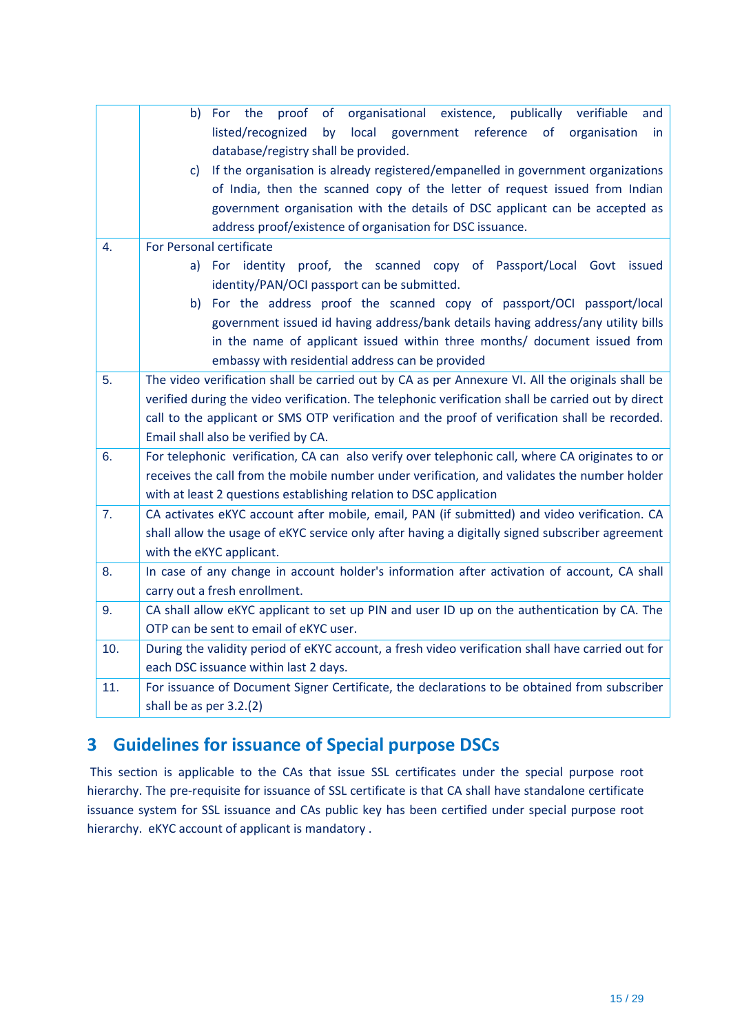|  |  |
|---|---|
|  | b) For the proof of organisational existence, publically verifiable and listed/recognized by local government reference of organisation in database/registry shall be provided.<br>c) If the organisation is already registered/empanelled in government organizations of India, then the scanned copy of the letter of request issued from Indian government organisation with the details of DSC applicant can be accepted as address proof/existence of organisation for DSC issuance. |
| 4. | For Personal certificate<br>a) For identity proof, the scanned copy of Passport/Local Govt issued identity/PAN/OCI passport can be submitted.<br>b) For the address proof the scanned copy of passport/OCI passport/local government issued id having address/bank details having address/any utility bills in the name of applicant issued within three months/ document issued from embassy with residential address can be provided |
| 5. | The video verification shall be carried out by CA as per Annexure VI. All the originals shall be verified during the video verification. The telephonic verification shall be carried out by direct call to the applicant or SMS OTP verification and the proof of verification shall be recorded. Email shall also be verified by CA. |
| 6. | For telephonic verification, CA can also verify over telephonic call, where CA originates to or receives the call from the mobile number under verification, and validates the number holder with at least 2 questions establishing relation to DSC application |
| 7. | CA activates eKYC account after mobile, email, PAN (if submitted) and video verification. CA shall allow the usage of eKYC service only after having a digitally signed subscriber agreement with the eKYC applicant. |
| 8. | In case of any change in account holder's information after activation of account, CA shall carry out a fresh enrollment. |
| 9. | CA shall allow eKYC applicant to set up PIN and user ID up on the authentication by CA. The OTP can be sent to email of eKYC user. |
| 10. | During the validity period of eKYC account, a fresh video verification shall have carried out for each DSC issuance within last 2 days. |
| 11. | For issuance of Document Signer Certificate, the declarations to be obtained from subscriber shall be as per 3.2.(2) |

# 3 Guidelines for issuance of Special purpose DSCs

This section is applicable to the CAs that issue SSL certificates under the special purpose root hierarchy. The pre-requisite for issuance of SSL certificate is that CA shall have standalone certificate issuance system for SSL issuance and CAs public key has been certified under special purpose root hierarchy. eKYC account of applicant is mandatory .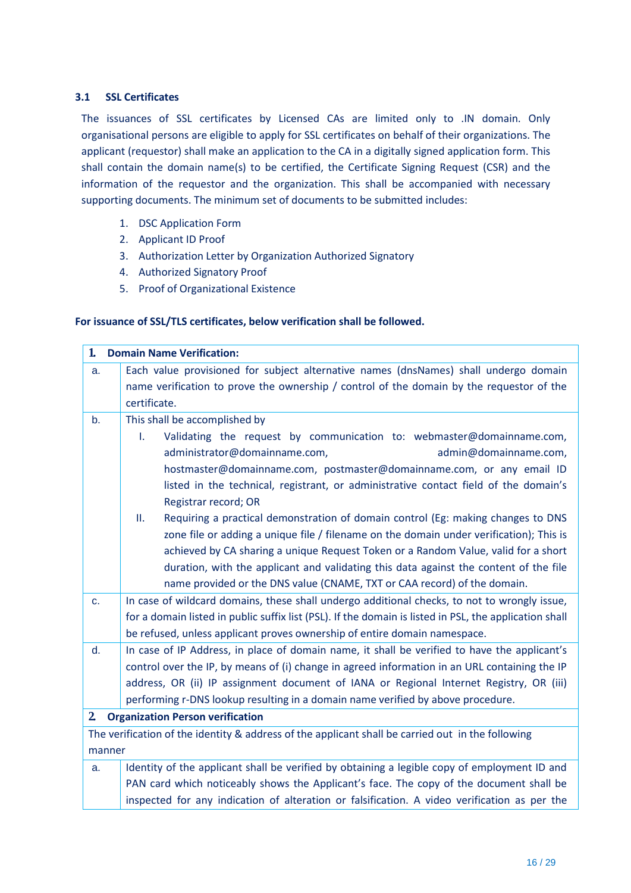### 3.1 SSL Certificates

The issuances of SSL certificates by Licensed CAs are limited only to .IN domain. Only organisational persons are eligible to apply for SSL certificates on behalf of their organizations. The applicant (requestor) shall make an application to the CA in a digitally signed application form. This shall contain the domain name(s) to be certified, the Certificate Signing Request (CSR) and the information of the requestor and the organization. This shall be accompanied with necessary supporting documents. The minimum set of documents to be submitted includes:

1. DSC Application Form
2. Applicant ID Proof
3. Authorization Letter by Organization Authorized Signatory
4. Authorized Signatory Proof
5. Proof of Organizational Existence

**For issuance of SSL/TLS certificates, below verification shall be followed.**

| **1. Domain Name Verification:** | |
|---|---|
| a. | Each value provisioned for subject alternative names (dnsNames) shall undergo domain name verification to prove the ownership / control of the domain by the requestor of the certificate. |
| b. | This shall be accomplished by<br>I. Validating the request by communication to: webmaster@domainname.com, administrator@domainname.com, admin@domainname.com, hostmaster@domainname.com, postmaster@domainname.com, or any email ID listed in the technical, registrant, or administrative contact field of the domain's Registrar record; OR<br>II. Requiring a practical demonstration of domain control (Eg: making changes to DNS zone file or adding a unique file / filename on the domain under verification); This is achieved by CA sharing a unique Request Token or a Random Value, valid for a short duration, with the applicant and validating this data against the content of the file name provided or the DNS value (CNAME, TXT or CAA record) of the domain. |
| c. | In case of wildcard domains, these shall undergo additional checks, to not to wrongly issue, for a domain listed in public suffix list (PSL). If the domain is listed in PSL, the application shall be refused, unless applicant proves ownership of entire domain namespace. |
| d. | In case of IP Address, in place of domain name, it shall be verified to have the applicant's control over the IP, by means of (i) change in agreed information in an URL containing the IP address, OR (ii) IP assignment document of IANA or Regional Internet Registry, OR (iii) performing r-DNS lookup resulting in a domain name verified by above procedure. |
| **2. Organization Person verification** | |
| The verification of the identity & address of the applicant shall be carried out in the following manner | |
| a. | Identity of the applicant shall be verified by obtaining a legible copy of employment ID and PAN card which noticeably shows the Applicant's face. The copy of the document shall be inspected for any indication of alteration or falsification. A video verification as per the |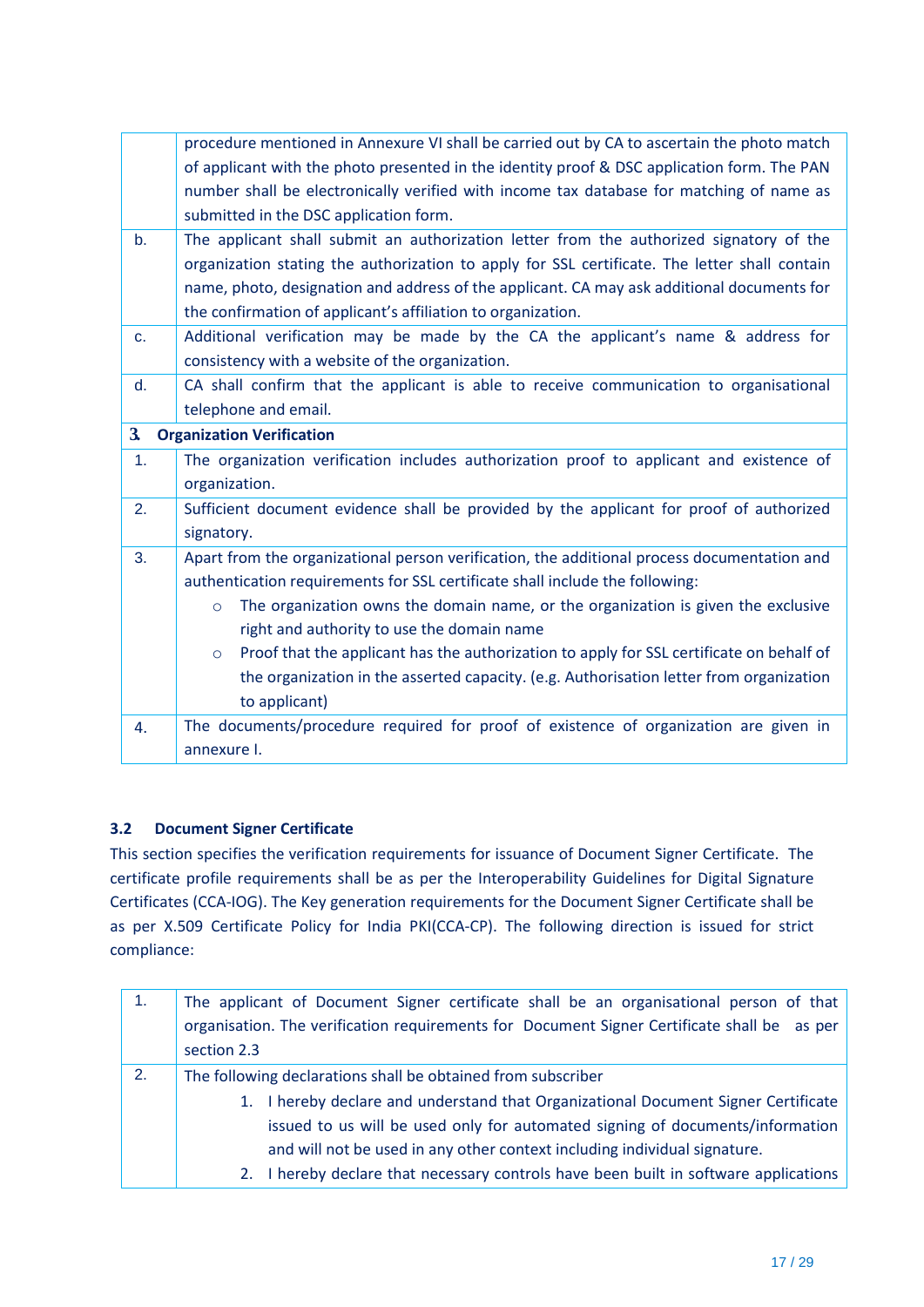| | |
|---|---|
| | procedure mentioned in Annexure VI shall be carried out by CA to ascertain the photo match of applicant with the photo presented in the identity proof & DSC application form. The PAN number shall be electronically verified with income tax database for matching of name as submitted in the DSC application form. |
| b. | The applicant shall submit an authorization letter from the authorized signatory of the organization stating the authorization to apply for SSL certificate. The letter shall contain name, photo, designation and address of the applicant. CA may ask additional documents for the confirmation of applicant's affiliation to organization. |
| c. | Additional verification may be made by the CA the applicant's name & address for consistency with a website of the organization. |
| d. | CA shall confirm that the applicant is able to receive communication to organisational telephone and email. |
| **3.** | **Organization Verification** |
| 1. | The organization verification includes authorization proof to applicant and existence of organization. |
| 2. | Sufficient document evidence shall be provided by the applicant for proof of authorized signatory. |
| 3. | Apart from the organizational person verification, the additional process documentation and authentication requirements for SSL certificate shall include the following:<br>○ The organization owns the domain name, or the organization is given the exclusive right and authority to use the domain name<br>○ Proof that the applicant has the authorization to apply for SSL certificate on behalf of the organization in the asserted capacity. (e.g. Authorisation letter from organization to applicant) |
| 4. | The documents/procedure required for proof of existence of organization are given in annexure I. |

### 3.2 Document Signer Certificate

This section specifies the verification requirements for issuance of Document Signer Certificate. The certificate profile requirements shall be as per the Interoperability Guidelines for Digital Signature Certificates (CCA-IOG). The Key generation requirements for the Document Signer Certificate shall be as per X.509 Certificate Policy for India PKI(CCA-CP). The following direction is issued for strict compliance:

| | |
|---|---|
| 1. | The applicant of Document Signer certificate shall be an organisational person of that organisation. The verification requirements for Document Signer Certificate shall be as per section 2.3 |
| 2. | The following declarations shall be obtained from subscriber<br>1. I hereby declare and understand that Organizational Document Signer Certificate issued to us will be used only for automated signing of documents/information and will not be used in any other context including individual signature.<br>2. I hereby declare that necessary controls have been built in software applications |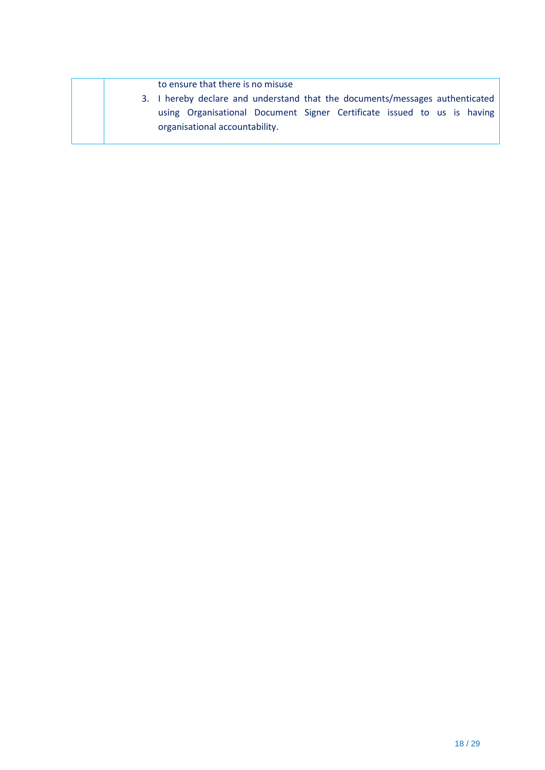| | |
|---|---|
| | to ensure that there is no misuse<br>3. I hereby declare and understand that the documents/messages authenticated using Organisational Document Signer Certificate issued to us is having organisational accountability. |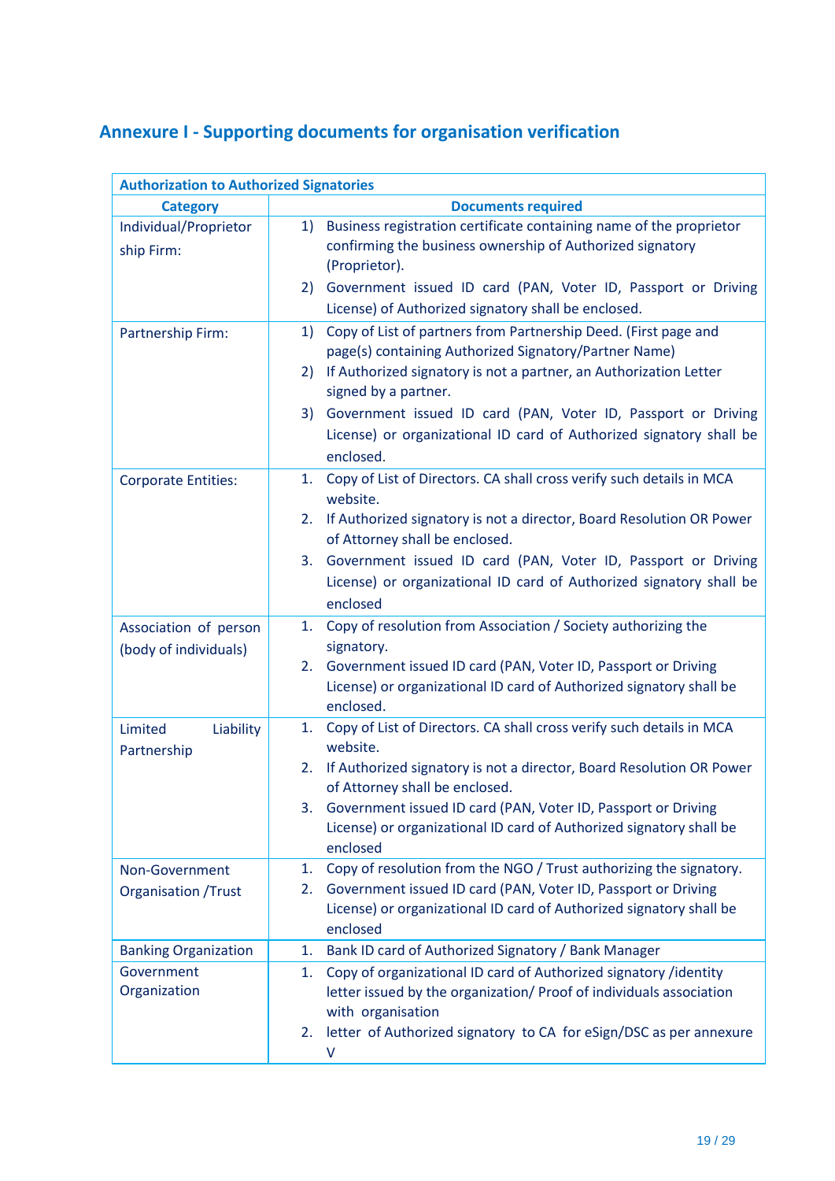## Annexure I - Supporting documents for organisation verification

| **Authorization to Authorized Signatories** | |
|---|---|
| **Category** | **Documents required** |
| Individual/Proprietor ship Firm: | 1) Business registration certificate containing name of the proprietor confirming the business ownership of Authorized signatory (Proprietor).<br>2) Government issued ID card (PAN, Voter ID, Passport or Driving License) of Authorized signatory shall be enclosed. |
| Partnership Firm: | 1) Copy of List of partners from Partnership Deed. (First page and page(s) containing Authorized Signatory/Partner Name)<br>2) If Authorized signatory is not a partner, an Authorization Letter signed by a partner.<br>3) Government issued ID card (PAN, Voter ID, Passport or Driving License) or organizational ID card of Authorized signatory shall be enclosed. |
| Corporate Entities: | 1. Copy of List of Directors. CA shall cross verify such details in MCA website.<br>2. If Authorized signatory is not a director, Board Resolution OR Power of Attorney shall be enclosed.<br>3. Government issued ID card (PAN, Voter ID, Passport or Driving License) or organizational ID card of Authorized signatory shall be enclosed |
| Association of person (body of individuals) | 1. Copy of resolution from Association / Society authorizing the signatory.<br>2. Government issued ID card (PAN, Voter ID, Passport or Driving License) or organizational ID card of Authorized signatory shall be enclosed. |
| Limited Liability Partnership | 1. Copy of List of Directors. CA shall cross verify such details in MCA website.<br>2. If Authorized signatory is not a director, Board Resolution OR Power of Attorney shall be enclosed.<br>3. Government issued ID card (PAN, Voter ID, Passport or Driving License) or organizational ID card of Authorized signatory shall be enclosed |
| Non-Government Organisation /Trust | 1. Copy of resolution from the NGO / Trust authorizing the signatory.<br>2. Government issued ID card (PAN, Voter ID, Passport or Driving License) or organizational ID card of Authorized signatory shall be enclosed |
| Banking Organization | 1. Bank ID card of Authorized Signatory / Bank Manager |
| Government Organization | 1. Copy of organizational ID card of Authorized signatory /identity letter issued by the organization/ Proof of individuals association with organisation<br>2. letter of Authorized signatory to CA for eSign/DSC as per annexure V |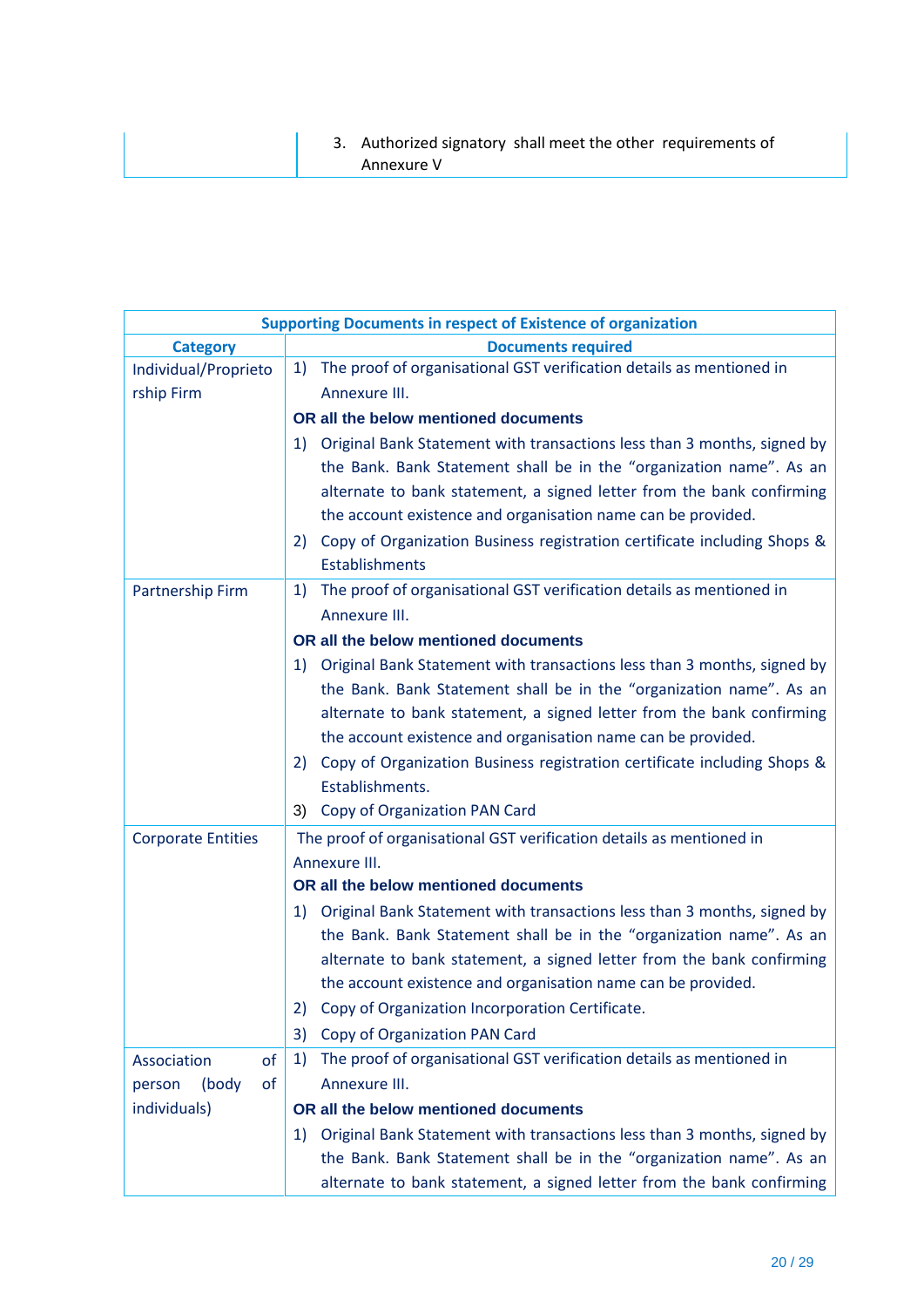| | |
|---|---|
| | 3. Authorized signatory shall meet the other requirements of Annexure V |

| Supporting Documents in respect of Existence of organization | |
|---|---|
| **Category** | **Documents required** |
| Individual/Proprietorship Firm | 1) The proof of organisational GST verification details as mentioned in Annexure III.<br>**OR all the below mentioned documents**<br>1) Original Bank Statement with transactions less than 3 months, signed by the Bank. Bank Statement shall be in the "organization name". As an alternate to bank statement, a signed letter from the bank confirming the account existence and organisation name can be provided.<br>2) Copy of Organization Business registration certificate including Shops & Establishments |
| Partnership Firm | 1) The proof of organisational GST verification details as mentioned in Annexure III.<br>**OR all the below mentioned documents**<br>1) Original Bank Statement with transactions less than 3 months, signed by the Bank. Bank Statement shall be in the "organization name". As an alternate to bank statement, a signed letter from the bank confirming the account existence and organisation name can be provided.<br>2) Copy of Organization Business registration certificate including Shops & Establishments.<br>3) Copy of Organization PAN Card |
| Corporate Entities | The proof of organisational GST verification details as mentioned in Annexure III.<br>**OR all the below mentioned documents**<br>1) Original Bank Statement with transactions less than 3 months, signed by the Bank. Bank Statement shall be in the "organization name". As an alternate to bank statement, a signed letter from the bank confirming the account existence and organisation name can be provided.<br>2) Copy of Organization Incorporation Certificate.<br>3) Copy of Organization PAN Card |
| Association of person (body of individuals) | 1) The proof of organisational GST verification details as mentioned in Annexure III.<br>**OR all the below mentioned documents**<br>1) Original Bank Statement with transactions less than 3 months, signed by the Bank. Bank Statement shall be in the "organization name". As an alternate to bank statement, a signed letter from the bank confirming |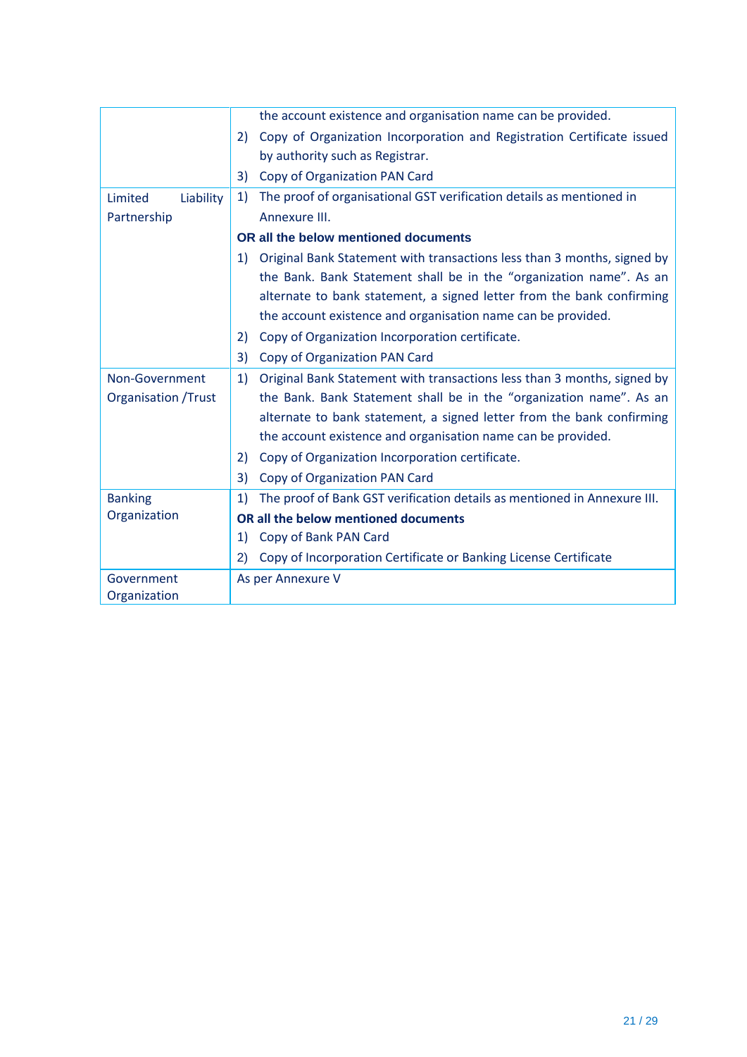| | |
|---|---|
| | the account existence and organisation name can be provided.<br>2) Copy of Organization Incorporation and Registration Certificate issued by authority such as Registrar.<br>3) Copy of Organization PAN Card |
| Limited Liability Partnership | 1) The proof of organisational GST verification details as mentioned in Annexure III.<br>**OR all the below mentioned documents**<br>1) Original Bank Statement with transactions less than 3 months, signed by the Bank. Bank Statement shall be in the "organization name". As an alternate to bank statement, a signed letter from the bank confirming the account existence and organisation name can be provided.<br>2) Copy of Organization Incorporation certificate.<br>3) Copy of Organization PAN Card |
| Non-Government Organisation /Trust | 1) Original Bank Statement with transactions less than 3 months, signed by the Bank. Bank Statement shall be in the "organization name". As an alternate to bank statement, a signed letter from the bank confirming the account existence and organisation name can be provided.<br>2) Copy of Organization Incorporation certificate.<br>3) Copy of Organization PAN Card |
| Banking Organization | 1) The proof of Bank GST verification details as mentioned in Annexure III.<br>**OR all the below mentioned documents**<br>1) Copy of Bank PAN Card<br>2) Copy of Incorporation Certificate or Banking License Certificate |
| Government Organization | As per Annexure V |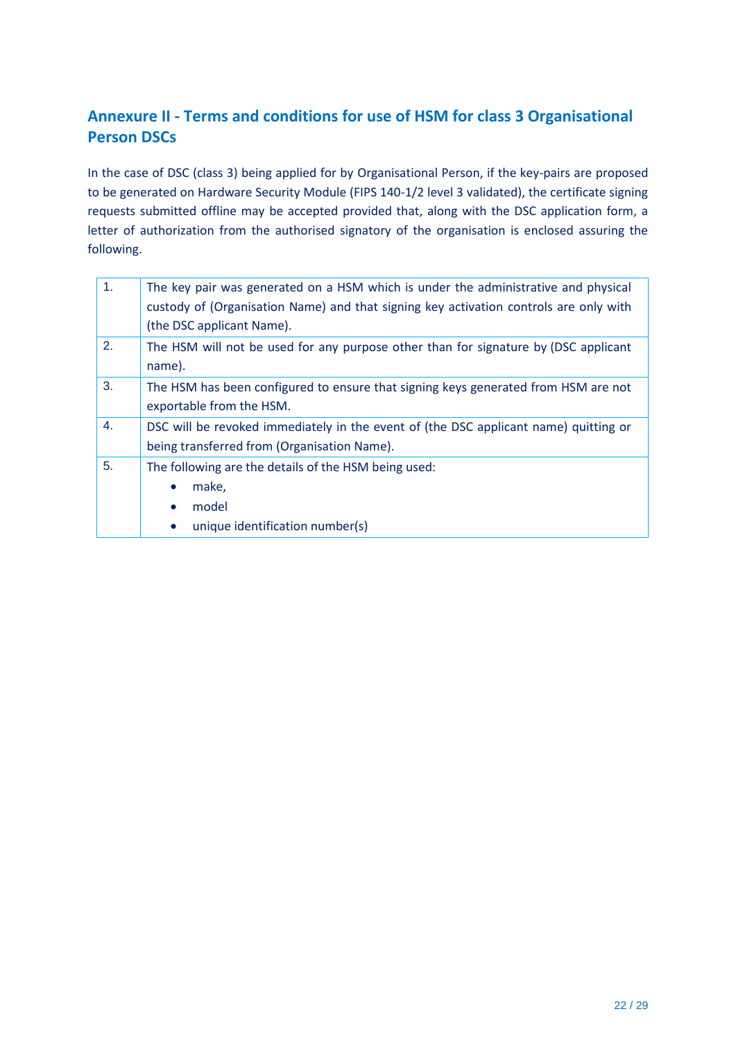## Annexure II - Terms and conditions for use of HSM for class 3 Organisational Person DSCs

In the case of DSC (class 3) being applied for by Organisational Person, if the key-pairs are proposed to be generated on Hardware Security Module (FIPS 140-1/2 level 3 validated), the certificate signing requests submitted offline may be accepted provided that, along with the DSC application form, a letter of authorization from the authorised signatory of the organisation is enclosed assuring the following.

| | |
|---|---|
| 1. | The key pair was generated on a HSM which is under the administrative and physical custody of (Organisation Name) and that signing key activation controls are only with (the DSC applicant Name). |
| 2. | The HSM will not be used for any purpose other than for signature by (DSC applicant name). |
| 3. | The HSM has been configured to ensure that signing keys generated from HSM are not exportable from the HSM. |
| 4. | DSC will be revoked immediately in the event of (the DSC applicant name) quitting or being transferred from (Organisation Name). |
| 5. | The following are the details of the HSM being used:<br>• make,<br>• model<br>• unique identification number(s) |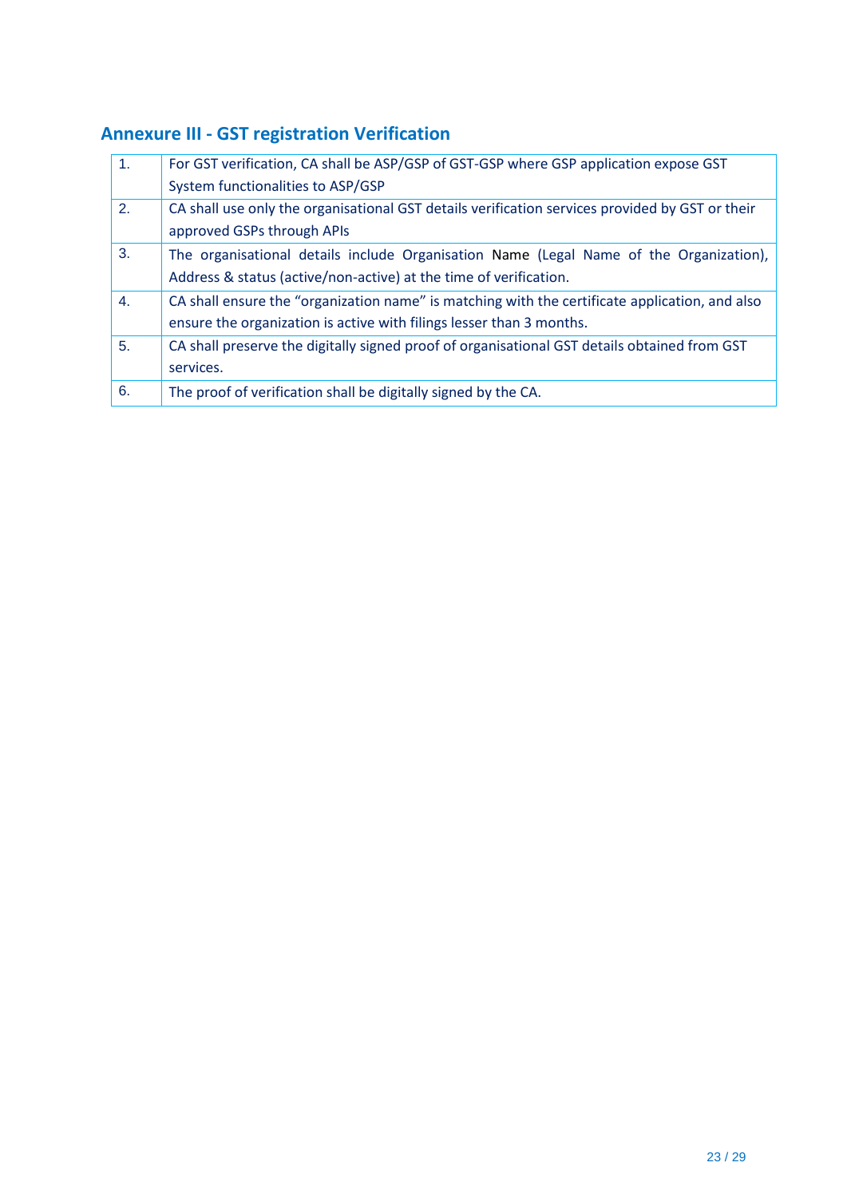## Annexure III - GST registration Verification

| | |
|---|---|
| 1. | For GST verification, CA shall be ASP/GSP of GST-GSP where GSP application expose GST System functionalities to ASP/GSP |
| 2. | CA shall use only the organisational GST details verification services provided by GST or their approved GSPs through APIs |
| 3. | The organisational details include Organisation Name (Legal Name of the Organization), Address & status (active/non-active) at the time of verification. |
| 4. | CA shall ensure the "organization name" is matching with the certificate application, and also ensure the organization is active with filings lesser than 3 months. |
| 5. | CA shall preserve the digitally signed proof of organisational GST details obtained from GST services. |
| 6. | The proof of verification shall be digitally signed by the CA. |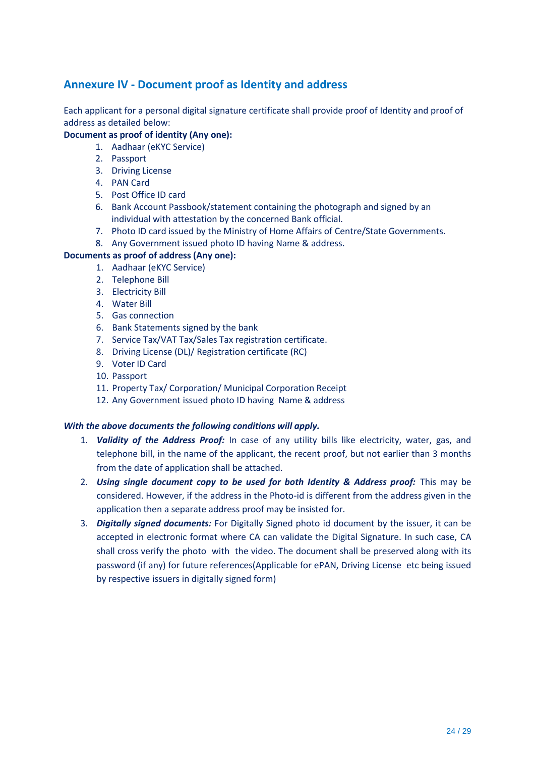## Annexure IV - Document proof as Identity and address

Each applicant for a personal digital signature certificate shall provide proof of Identity and proof of address as detailed below:

**Document as proof of identity (Any one):**

1. Aadhaar (eKYC Service)
2. Passport
3. Driving License
4. PAN Card
5. Post Office ID card
6. Bank Account Passbook/statement containing the photograph and signed by an individual with attestation by the concerned Bank official.
7. Photo ID card issued by the Ministry of Home Affairs of Centre/State Governments.
8. Any Government issued photo ID having Name & address.

**Documents as proof of address (Any one):**

1. Aadhaar (eKYC Service)
2. Telephone Bill
3. Electricity Bill
4. Water Bill
5. Gas connection
6. Bank Statements signed by the bank
7. Service Tax/VAT Tax/Sales Tax registration certificate.
8. Driving License (DL)/ Registration certificate (RC)
9. Voter ID Card
10. Passport
11. Property Tax/ Corporation/ Municipal Corporation Receipt
12. Any Government issued photo ID having Name & address

***With the above documents the following conditions will apply.***

1. ***Validity of the Address Proof:*** In case of any utility bills like electricity, water, gas, and telephone bill, in the name of the applicant, the recent proof, but not earlier than 3 months from the date of application shall be attached.
2. ***Using single document copy to be used for both Identity & Address proof:*** This may be considered. However, if the address in the Photo-id is different from the address given in the application then a separate address proof may be insisted for.
3. ***Digitally signed documents:*** For Digitally Signed photo id document by the issuer, it can be accepted in electronic format where CA can validate the Digital Signature. In such case, CA shall cross verify the photo with the video. The document shall be preserved along with its password (if any) for future references(Applicable for ePAN, Driving License etc being issued by respective issuers in digitally signed form)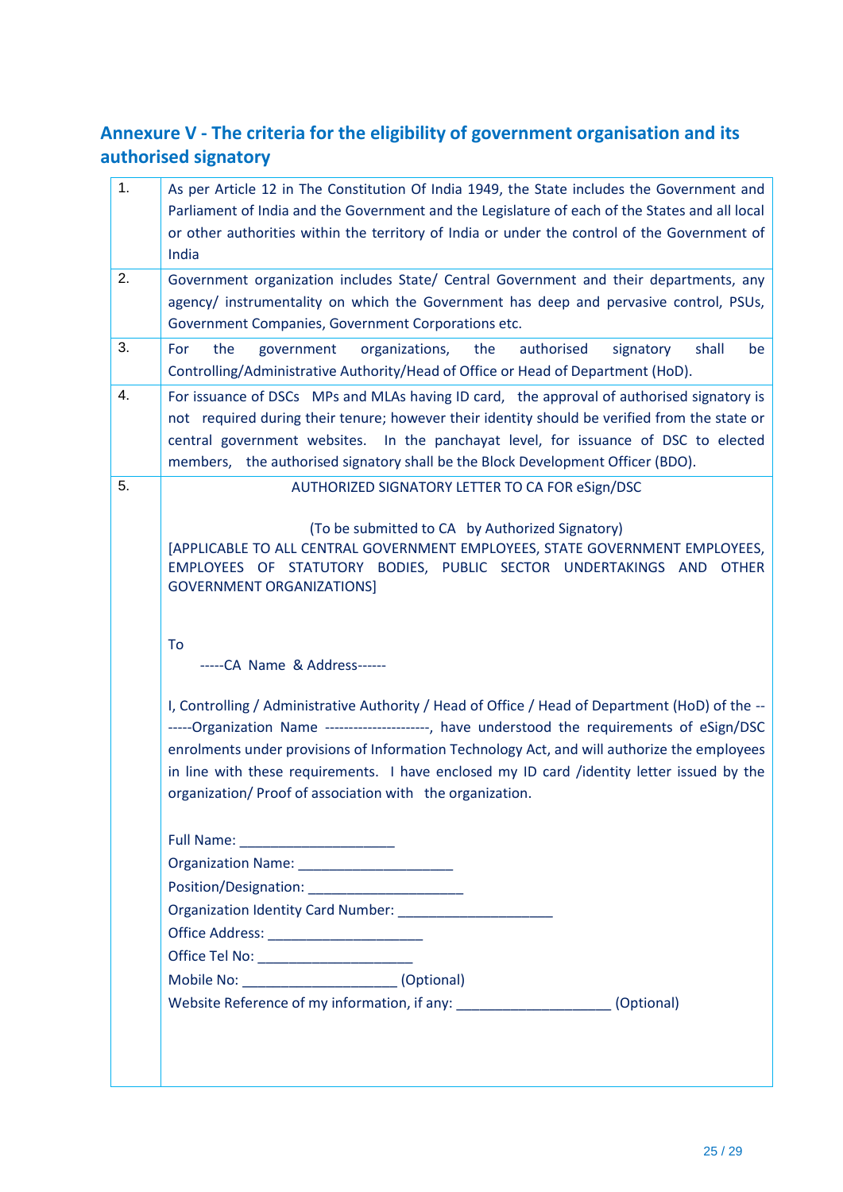## Annexure V - The criteria for the eligibility of government organisation and its authorised signatory

| | |
|---|---|
| 1. | As per Article 12 in The Constitution Of India 1949, the State includes the Government and Parliament of India and the Government and the Legislature of each of the States and all local or other authorities within the territory of India or under the control of the Government of India |
| 2. | Government organization includes State/ Central Government and their departments, any agency/ instrumentality on which the Government has deep and pervasive control, PSUs, Government Companies, Government Corporations etc. |
| 3. | For the government organizations, the authorised signatory shall be Controlling/Administrative Authority/Head of Office or Head of Department (HoD). |
| 4. | For issuance of DSCs MPs and MLAs having ID card, the approval of authorised signatory is not required during their tenure; however their identity should be verified from the state or central government websites. In the panchayat level, for issuance of DSC to elected members, the authorised signatory shall be the Block Development Officer (BDO). |
| 5. | AUTHORIZED SIGNATORY LETTER TO CA FOR eSign/DSC<br><br>(To be submitted to CA by Authorized Signatory)<br>[APPLICABLE TO ALL CENTRAL GOVERNMENT EMPLOYEES, STATE GOVERNMENT EMPLOYEES, EMPLOYEES OF STATUTORY BODIES, PUBLIC SECTOR UNDERTAKINGS AND OTHER GOVERNMENT ORGANIZATIONS]<br><br>To<br>-----CA Name & Address------<br><br>I, Controlling / Administrative Authority / Head of Office / Head of Department (HoD) of the -------Organization Name ---------------------, have understood the requirements of eSign/DSC enrolments under provisions of Information Technology Act, and will authorize the employees in line with these requirements. I have enclosed my ID card /identity letter issued by the organization/ Proof of association with the organization.<br><br>Full Name: ____________________<br>Organization Name: ____________________<br>Position/Designation: ____________________<br>Organization Identity Card Number: ____________________<br>Office Address: ____________________<br>Office Tel No: ____________________<br>Mobile No: ____________________ (Optional)<br>Website Reference of my information, if any: ____________________ (Optional) |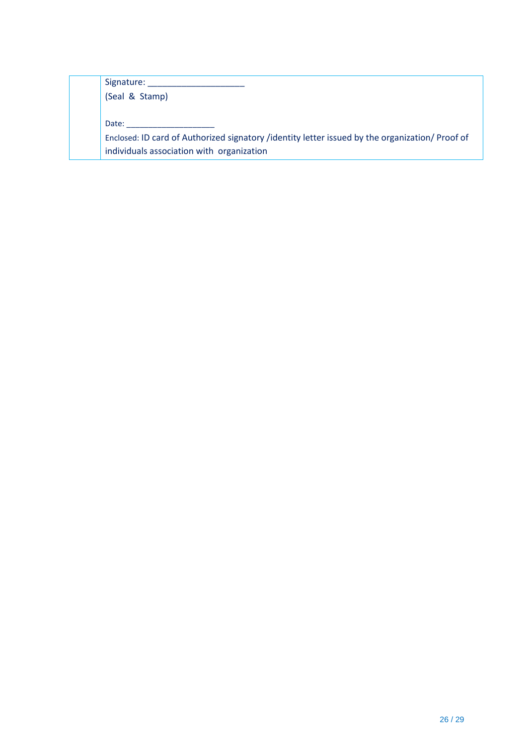| | Signature: ____________________<br>(Seal & Stamp)<br><br>Date: ____________________<br>Enclosed: ID card of Authorized signatory /identity letter issued by the organization/ Proof of individuals association with organization |
|---|---|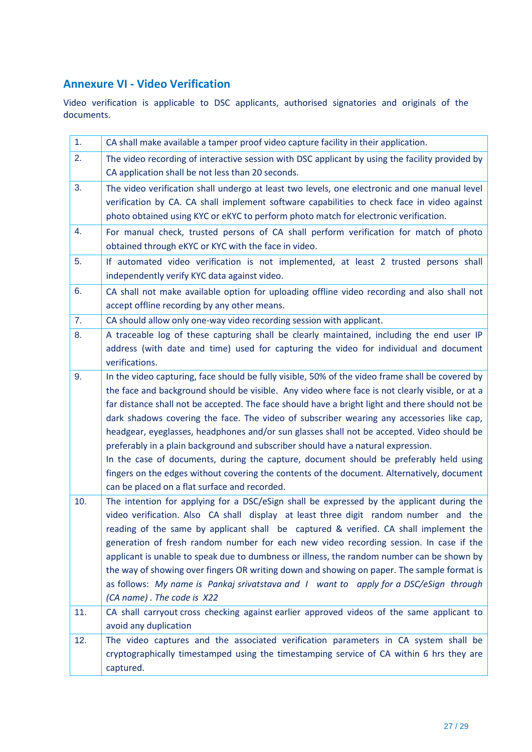## Annexure VI - Video Verification

Video verification is applicable to DSC applicants, authorised signatories and originals of the documents.

| | |
|---|---|
| 1. | CA shall make available a tamper proof video capture facility in their application. |
| 2. | The video recording of interactive session with DSC applicant by using the facility provided by CA application shall be not less than 20 seconds. |
| 3. | The video verification shall undergo at least two levels, one electronic and one manual level verification by CA. CA shall implement software capabilities to check face in video against photo obtained using KYC or eKYC to perform photo match for electronic verification. |
| 4. | For manual check, trusted persons of CA shall perform verification for match of photo obtained through eKYC or KYC with the face in video. |
| 5. | If automated video verification is not implemented, at least 2 trusted persons shall independently verify KYC data against video. |
| 6. | CA shall not make available option for uploading offline video recording and also shall not accept offline recording by any other means. |
| 7. | CA should allow only one-way video recording session with applicant. |
| 8. | A traceable log of these capturing shall be clearly maintained, including the end user IP address (with date and time) used for capturing the video for individual and document verifications. |
| 9. | In the video capturing, face should be fully visible, 50% of the video frame shall be covered by the face and background should be visible. Any video where face is not clearly visible, or at a far distance shall not be accepted. The face should have a bright light and there should not be dark shadows covering the face. The video of subscriber wearing any accessories like cap, headgear, eyeglasses, headphones and/or sun glasses shall not be accepted. Video should be preferably in a plain background and subscriber should have a natural expression.<br>In the case of documents, during the capture, document should be preferably held using fingers on the edges without covering the contents of the document. Alternatively, document can be placed on a flat surface and recorded. |
| 10. | The intention for applying for a DSC/eSign shall be expressed by the applicant during the video verification. Also CA shall display at least three digit random number and the reading of the same by applicant shall be captured & verified. CA shall implement the generation of fresh random number for each new video recording session. In case if the applicant is unable to speak due to dumbness or illness, the random number can be shown by the way of showing over fingers OR writing down and showing on paper. The sample format is as follows: *My name is Pankaj srivatstava and I want to apply for a DSC/eSign through (CA name) . The code is X22* |
| 11. | CA shall carryout cross checking against earlier approved videos of the same applicant to avoid any duplication |
| 12. | The video captures and the associated verification parameters in CA system shall be cryptographically timestamped using the timestamping service of CA within 6 hrs they are captured. |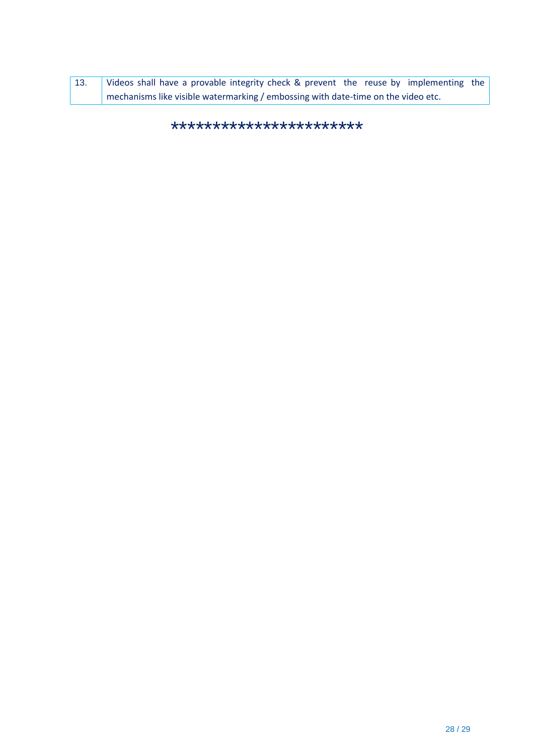| 13. | Videos shall have a provable integrity check & prevent the reuse by implementing the mechanisms like visible watermarking / embossing with date-time on the video etc. |
|---|---|

**********************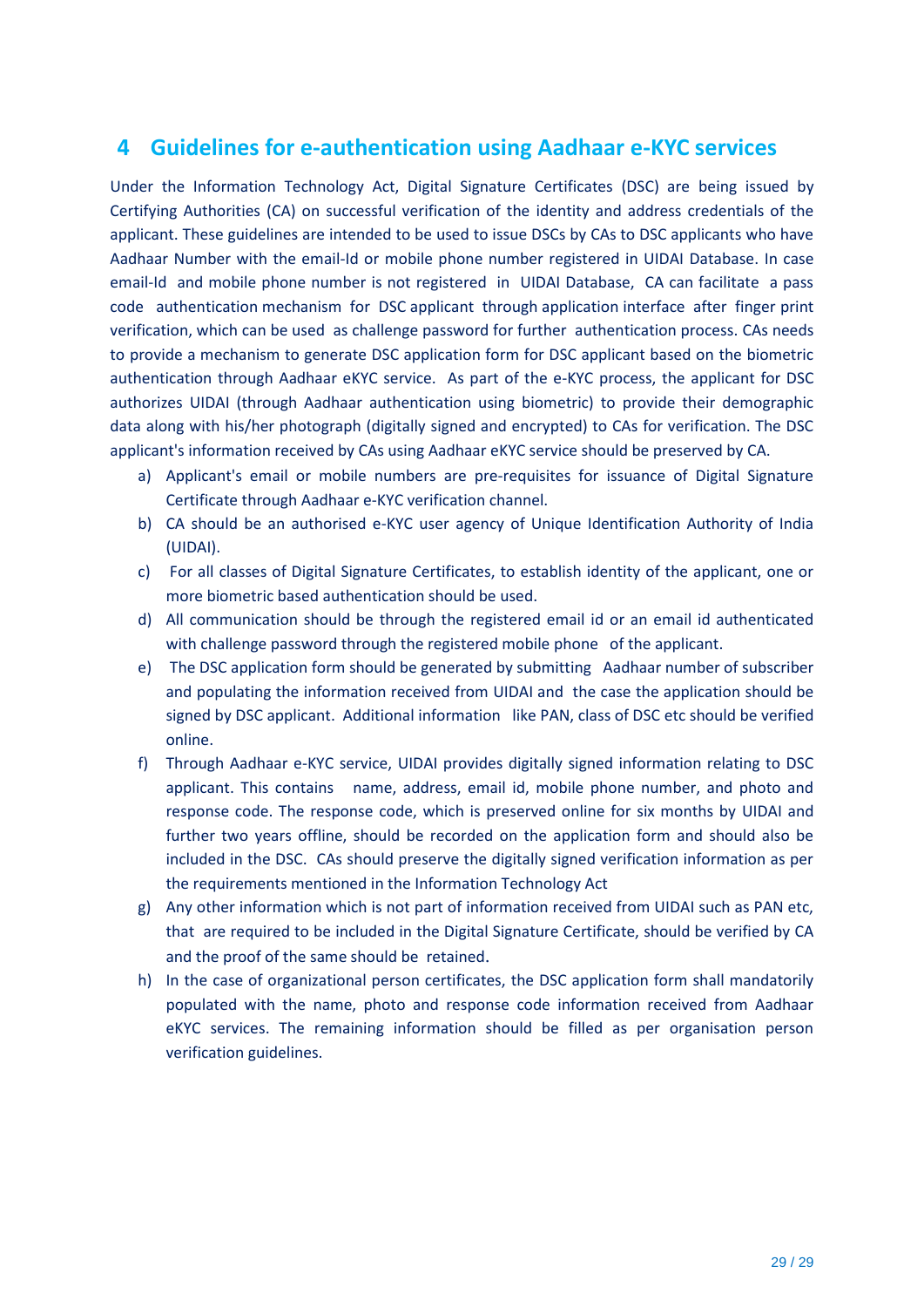# 4 Guidelines for e-authentication using Aadhaar e-KYC services

Under the Information Technology Act, Digital Signature Certificates (DSC) are being issued by Certifying Authorities (CA) on successful verification of the identity and address credentials of the applicant. These guidelines are intended to be used to issue DSCs by CAs to DSC applicants who have Aadhaar Number with the email-Id or mobile phone number registered in UIDAI Database. In case email-Id and mobile phone number is not registered in UIDAI Database, CA can facilitate a pass code authentication mechanism for DSC applicant through application interface after finger print verification, which can be used as challenge password for further authentication process. CAs needs to provide a mechanism to generate DSC application form for DSC applicant based on the biometric authentication through Aadhaar eKYC service. As part of the e-KYC process, the applicant for DSC authorizes UIDAI (through Aadhaar authentication using biometric) to provide their demographic data along with his/her photograph (digitally signed and encrypted) to CAs for verification. The DSC applicant's information received by CAs using Aadhaar eKYC service should be preserved by CA.

a) Applicant's email or mobile numbers are pre-requisites for issuance of Digital Signature Certificate through Aadhaar e-KYC verification channel.
b) CA should be an authorised e-KYC user agency of Unique Identification Authority of India (UIDAI).
c) For all classes of Digital Signature Certificates, to establish identity of the applicant, one or more biometric based authentication should be used.
d) All communication should be through the registered email id or an email id authenticated with challenge password through the registered mobile phone of the applicant.
e) The DSC application form should be generated by submitting Aadhaar number of subscriber and populating the information received from UIDAI and the case the application should be signed by DSC applicant. Additional information like PAN, class of DSC etc should be verified online.
f) Through Aadhaar e-KYC service, UIDAI provides digitally signed information relating to DSC applicant. This contains name, address, email id, mobile phone number, and photo and response code. The response code, which is preserved online for six months by UIDAI and further two years offline, should be recorded on the application form and should also be included in the DSC. CAs should preserve the digitally signed verification information as per the requirements mentioned in the Information Technology Act
g) Any other information which is not part of information received from UIDAI such as PAN etc, that are required to be included in the Digital Signature Certificate, should be verified by CA and the proof of the same should be retained.
h) In the case of organizational person certificates, the DSC application form shall mandatorily populated with the name, photo and response code information received from Aadhaar eKYC services. The remaining information should be filled as per organisation person verification guidelines.